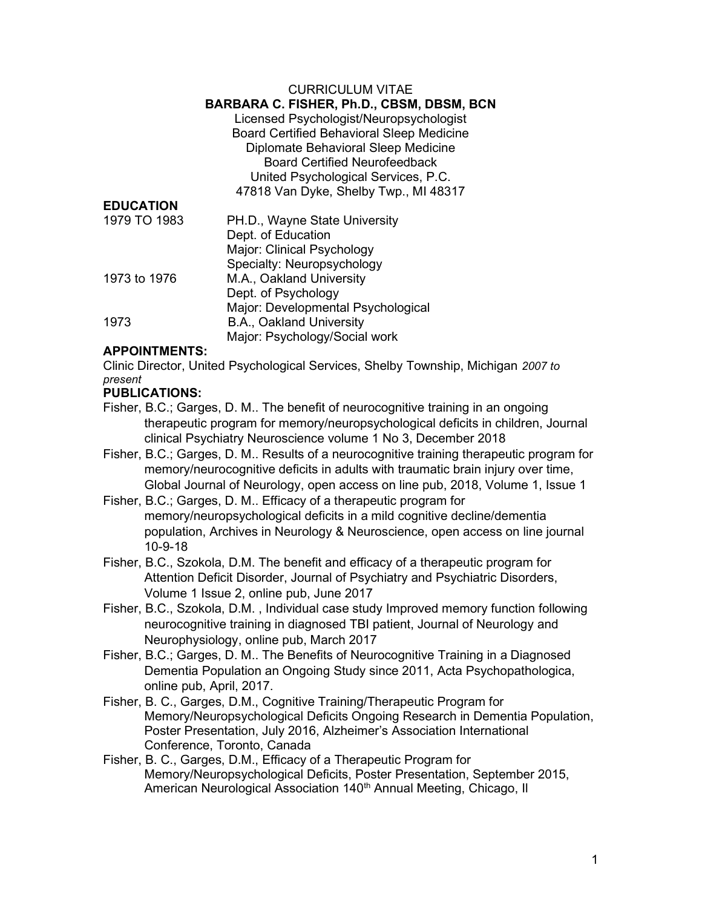# CURRICULUM VITAE

## BARBARA C. FISHER, Ph.D., CBSM, DBSM, BCN

Licensed Psychologist/Neuropsychologist
Board Certified Behavioral Sleep Medicine
Diplomate Behavioral Sleep Medicine
Board Certified Neurofeedback
United Psychological Services, P.C.
47818 Van Dyke, Shelby Twp., MI 48317

### EDUCATION

| | |
|---|---|
| 1979 TO 1983 | PH.D., Wayne State University<br>Dept. of Education<br>Major: Clinical Psychology<br>Specialty: Neuropsychology |
| 1973 to 1976 | M.A., Oakland University<br>Dept. of Psychology<br>Major: Developmental Psychological |
| 1973 | B.A., Oakland University<br>Major: Psychology/Social work |

### APPOINTMENTS:

Clinic Director, United Psychological Services, Shelby Township, Michigan *2007 to present*

### PUBLICATIONS:

Fisher, B.C.; Garges, D. M.. The benefit of neurocognitive training in an ongoing therapeutic program for memory/neuropsychological deficits in children, Journal clinical Psychiatry Neuroscience volume 1 No 3, December 2018

Fisher, B.C.; Garges, D. M.. Results of a neurocognitive training therapeutic program for memory/neurocognitive deficits in adults with traumatic brain injury over time, Global Journal of Neurology, open access on line pub, 2018, Volume 1, Issue 1

Fisher, B.C.; Garges, D. M.. Efficacy of a therapeutic program for memory/neuropsychological deficits in a mild cognitive decline/dementia population, Archives in Neurology & Neuroscience, open access on line journal 10-9-18

Fisher, B.C., Szokola, D.M. The benefit and efficacy of a therapeutic program for Attention Deficit Disorder, Journal of Psychiatry and Psychiatric Disorders, Volume 1 Issue 2, online pub, June 2017

Fisher, B.C., Szokola, D.M. , Individual case study Improved memory function following neurocognitive training in diagnosed TBI patient, Journal of Neurology and Neurophysiology, online pub, March 2017

Fisher, B.C.; Garges, D. M.. The Benefits of Neurocognitive Training in a Diagnosed Dementia Population an Ongoing Study since 2011, Acta Psychopathologica, online pub, April, 2017.

Fisher, B. C., Garges, D.M., Cognitive Training/Therapeutic Program for Memory/Neuropsychological Deficits Ongoing Research in Dementia Population, Poster Presentation, July 2016, Alzheimer's Association International Conference, Toronto, Canada

Fisher, B. C., Garges, D.M., Efficacy of a Therapeutic Program for Memory/Neuropsychological Deficits, Poster Presentation, September 2015, American Neurological Association 140th Annual Meeting, Chicago, Il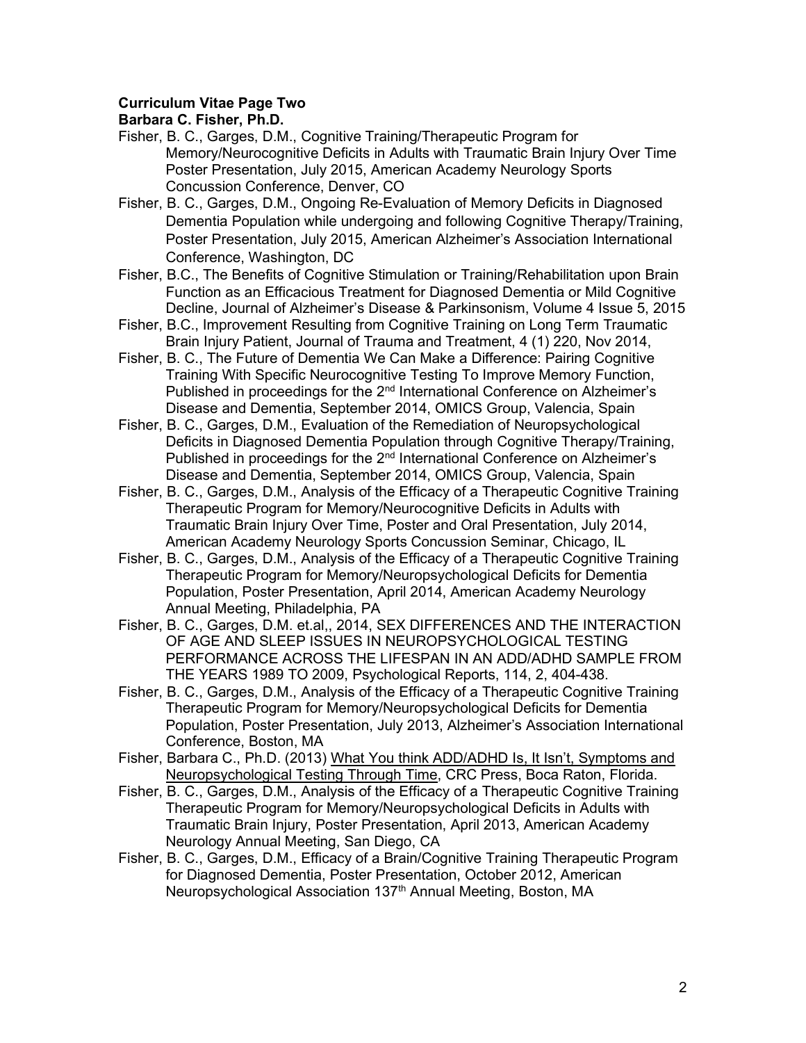**Curriculum Vitae Page Two**
**Barbara C. Fisher, Ph.D.**

Fisher, B. C., Garges, D.M., Cognitive Training/Therapeutic Program for Memory/Neurocognitive Deficits in Adults with Traumatic Brain Injury Over Time Poster Presentation, July 2015, American Academy Neurology Sports Concussion Conference, Denver, CO

Fisher, B. C., Garges, D.M., Ongoing Re-Evaluation of Memory Deficits in Diagnosed Dementia Population while undergoing and following Cognitive Therapy/Training, Poster Presentation, July 2015, American Alzheimer's Association International Conference, Washington, DC

Fisher, B.C., The Benefits of Cognitive Stimulation or Training/Rehabilitation upon Brain Function as an Efficacious Treatment for Diagnosed Dementia or Mild Cognitive Decline, Journal of Alzheimer's Disease & Parkinsonism, Volume 4 Issue 5, 2015

Fisher, B.C., Improvement Resulting from Cognitive Training on Long Term Traumatic Brain Injury Patient, Journal of Trauma and Treatment, 4 (1) 220, Nov 2014,

Fisher, B. C., The Future of Dementia We Can Make a Difference: Pairing Cognitive Training With Specific Neurocognitive Testing To Improve Memory Function, Published in proceedings for the 2nd International Conference on Alzheimer's Disease and Dementia, September 2014, OMICS Group, Valencia, Spain

Fisher, B. C., Garges, D.M., Evaluation of the Remediation of Neuropsychological Deficits in Diagnosed Dementia Population through Cognitive Therapy/Training, Published in proceedings for the 2nd International Conference on Alzheimer's Disease and Dementia, September 2014, OMICS Group, Valencia, Spain

Fisher, B. C., Garges, D.M., Analysis of the Efficacy of a Therapeutic Cognitive Training Therapeutic Program for Memory/Neurocognitive Deficits in Adults with Traumatic Brain Injury Over Time, Poster and Oral Presentation, July 2014, American Academy Neurology Sports Concussion Seminar, Chicago, IL

Fisher, B. C., Garges, D.M., Analysis of the Efficacy of a Therapeutic Cognitive Training Therapeutic Program for Memory/Neuropsychological Deficits for Dementia Population, Poster Presentation, April 2014, American Academy Neurology Annual Meeting, Philadelphia, PA

Fisher, B. C., Garges, D.M. et.al,, 2014, SEX DIFFERENCES AND THE INTERACTION OF AGE AND SLEEP ISSUES IN NEUROPSYCHOLOGICAL TESTING PERFORMANCE ACROSS THE LIFESPAN IN AN ADD/ADHD SAMPLE FROM THE YEARS 1989 TO 2009, Psychological Reports, 114, 2, 404-438.

Fisher, B. C., Garges, D.M., Analysis of the Efficacy of a Therapeutic Cognitive Training Therapeutic Program for Memory/Neuropsychological Deficits for Dementia Population, Poster Presentation, July 2013, Alzheimer's Association International Conference, Boston, MA

Fisher, Barbara C., Ph.D. (2013) What You think ADD/ADHD Is, It Isn't, Symptoms and Neuropsychological Testing Through Time, CRC Press, Boca Raton, Florida.

Fisher, B. C., Garges, D.M., Analysis of the Efficacy of a Therapeutic Cognitive Training Therapeutic Program for Memory/Neuropsychological Deficits in Adults with Traumatic Brain Injury, Poster Presentation, April 2013, American Academy Neurology Annual Meeting, San Diego, CA

Fisher, B. C., Garges, D.M., Efficacy of a Brain/Cognitive Training Therapeutic Program for Diagnosed Dementia, Poster Presentation, October 2012, American Neuropsychological Association 137th Annual Meeting, Boston, MA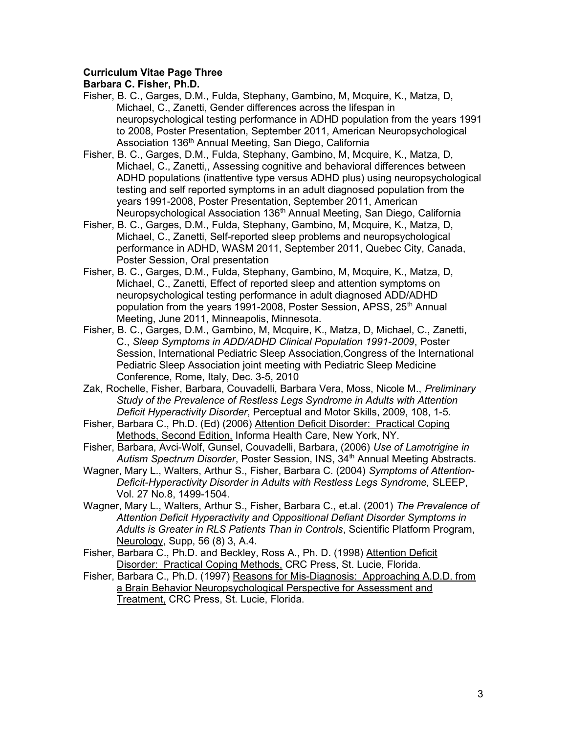**Curriculum Vitae Page Three**
**Barbara C. Fisher, Ph.D.**

Fisher, B. C., Garges, D.M., Fulda, Stephany, Gambino, M, Mcquire, K., Matza, D, Michael, C., Zanetti, Gender differences across the lifespan in neuropsychological testing performance in ADHD population from the years 1991 to 2008, Poster Presentation, September 2011, American Neuropsychological Association 136th Annual Meeting, San Diego, California

Fisher, B. C., Garges, D.M., Fulda, Stephany, Gambino, M, Mcquire, K., Matza, D, Michael, C., Zanetti,, Assessing cognitive and behavioral differences between ADHD populations (inattentive type versus ADHD plus) using neuropsychological testing and self reported symptoms in an adult diagnosed population from the years 1991-2008, Poster Presentation, September 2011, American Neuropsychological Association 136th Annual Meeting, San Diego, California

Fisher, B. C., Garges, D.M., Fulda, Stephany, Gambino, M, Mcquire, K., Matza, D, Michael, C., Zanetti, Self-reported sleep problems and neuropsychological performance in ADHD, WASM 2011, September 2011, Quebec City, Canada, Poster Session, Oral presentation

Fisher, B. C., Garges, D.M., Fulda, Stephany, Gambino, M, Mcquire, K., Matza, D, Michael, C., Zanetti, Effect of reported sleep and attention symptoms on neuropsychological testing performance in adult diagnosed ADD/ADHD population from the years 1991-2008, Poster Session, APSS, 25th Annual Meeting, June 2011, Minneapolis, Minnesota.

Fisher, B. C., Garges, D.M., Gambino, M, Mcquire, K., Matza, D, Michael, C., Zanetti, C., *Sleep Symptoms in ADD/ADHD Clinical Population 1991-2009*, Poster Session, International Pediatric Sleep Association,Congress of the International Pediatric Sleep Association joint meeting with Pediatric Sleep Medicine Conference, Rome, Italy, Dec. 3-5, 2010

Zak, Rochelle, Fisher, Barbara, Couvadelli, Barbara Vera, Moss, Nicole M., *Preliminary Study of the Prevalence of Restless Legs Syndrome in Adults with Attention Deficit Hyperactivity Disorder*, Perceptual and Motor Skills, 2009, 108, 1-5.

Fisher, Barbara C., Ph.D. (Ed) (2006) <u>Attention Deficit Disorder: Practical Coping Methods, Second Edition,</u> Informa Health Care, New York, NY.

Fisher, Barbara, Avci-Wolf, Gunsel, Couvadelli, Barbara, (2006) *Use of Lamotrigine in Autism Spectrum Disorder*, Poster Session, INS, 34th Annual Meeting Abstracts.

Wagner, Mary L., Walters, Arthur S., Fisher, Barbara C. (2004) *Symptoms of Attention-Deficit-Hyperactivity Disorder in Adults with Restless Legs Syndrome,* SLEEP, Vol. 27 No.8, 1499-1504.

Wagner, Mary L., Walters, Arthur S., Fisher, Barbara C., et.al. (2001) *The Prevalence of Attention Deficit Hyperactivity and Oppositional Defiant Disorder Symptoms in Adults is Greater in RLS Patients Than in Controls*, Scientific Platform Program, <u>Neurology</u>, Supp, 56 (8) 3, A.4.

Fisher, Barbara C., Ph.D. and Beckley, Ross A., Ph. D. (1998) <u>Attention Deficit Disorder: Practical Coping Methods,</u> CRC Press, St. Lucie, Florida.

Fisher, Barbara C., Ph.D. (1997) <u>Reasons for Mis-Diagnosis: Approaching A.D.D. from a Brain Behavior Neuropsychological Perspective for Assessment and Treatment,</u> CRC Press, St. Lucie, Florida.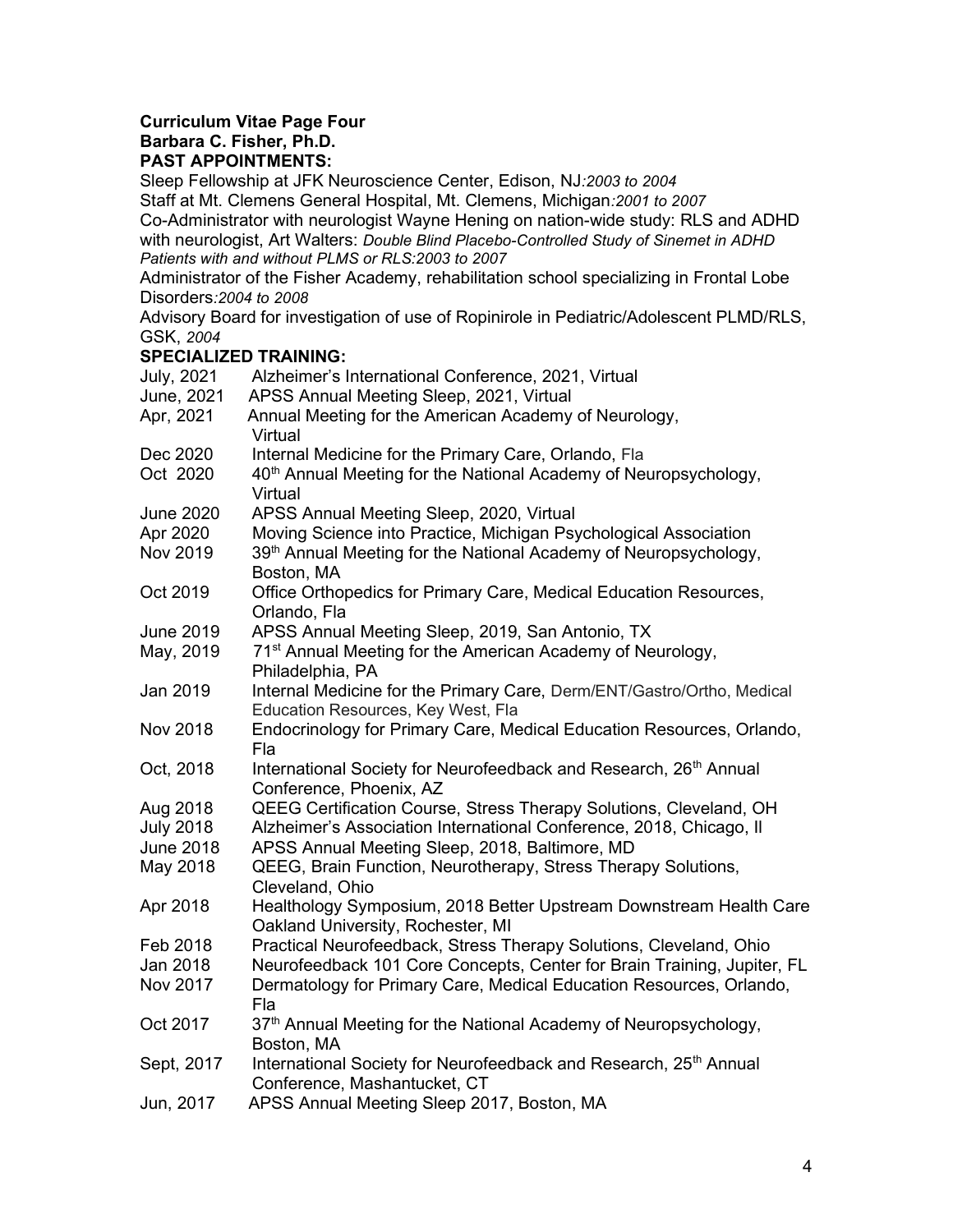**Curriculum Vitae Page Four**
**Barbara C. Fisher, Ph.D.**

### PAST APPOINTMENTS:

Sleep Fellowship at JFK Neuroscience Center, Edison, NJ*:2003 to 2004*
Staff at Mt. Clemens General Hospital, Mt. Clemens, Michigan*:2001 to 2007*
Co-Administrator with neurologist Wayne Hening on nation-wide study: RLS and ADHD with neurologist, Art Walters: *Double Blind Placebo-Controlled Study of Sinemet in ADHD Patients with and without PLMS or RLS:2003 to 2007*
Administrator of the Fisher Academy, rehabilitation school specializing in Frontal Lobe Disorders*:2004 to 2008*
Advisory Board for investigation of use of Ropinirole in Pediatric/Adolescent PLMD/RLS, GSK, *2004*

### SPECIALIZED TRAINING:

| | |
|---|---|
| July, 2021 | Alzheimer's International Conference, 2021, Virtual |
| June, 2021 | APSS Annual Meeting Sleep, 2021, Virtual |
| Apr, 2021 | Annual Meeting for the American Academy of Neurology, Virtual |
| Dec 2020 | Internal Medicine for the Primary Care, Orlando, Fla |
| Oct 2020 | 40th Annual Meeting for the National Academy of Neuropsychology, Virtual |
| June 2020 | APSS Annual Meeting Sleep, 2020, Virtual |
| Apr 2020 | Moving Science into Practice, Michigan Psychological Association |
| Nov 2019 | 39th Annual Meeting for the National Academy of Neuropsychology, Boston, MA |
| Oct 2019 | Office Orthopedics for Primary Care, Medical Education Resources, Orlando, Fla |
| June 2019 | APSS Annual Meeting Sleep, 2019, San Antonio, TX |
| May, 2019 | 71st Annual Meeting for the American Academy of Neurology, Philadelphia, PA |
| Jan 2019 | Internal Medicine for the Primary Care, Derm/ENT/Gastro/Ortho, Medical Education Resources, Key West, Fla |
| Nov 2018 | Endocrinology for Primary Care, Medical Education Resources, Orlando, Fla |
| Oct, 2018 | International Society for Neurofeedback and Research, 26th Annual Conference, Phoenix, AZ |
| Aug 2018 | QEEG Certification Course, Stress Therapy Solutions, Cleveland, OH |
| July 2018 | Alzheimer's Association International Conference, 2018, Chicago, Il |
| June 2018 | APSS Annual Meeting Sleep, 2018, Baltimore, MD |
| May 2018 | QEEG, Brain Function, Neurotherapy, Stress Therapy Solutions, Cleveland, Ohio |
| Apr 2018 | Healthology Symposium, 2018 Better Upstream Downstream Health Care Oakland University, Rochester, MI |
| Feb 2018 | Practical Neurofeedback, Stress Therapy Solutions, Cleveland, Ohio |
| Jan 2018 | Neurofeedback 101 Core Concepts, Center for Brain Training, Jupiter, FL |
| Nov 2017 | Dermatology for Primary Care, Medical Education Resources, Orlando, Fla |
| Oct 2017 | 37th Annual Meeting for the National Academy of Neuropsychology, Boston, MA |
| Sept, 2017 | International Society for Neurofeedback and Research, 25th Annual Conference, Mashantucket, CT |
| Jun, 2017 | APSS Annual Meeting Sleep 2017, Boston, MA |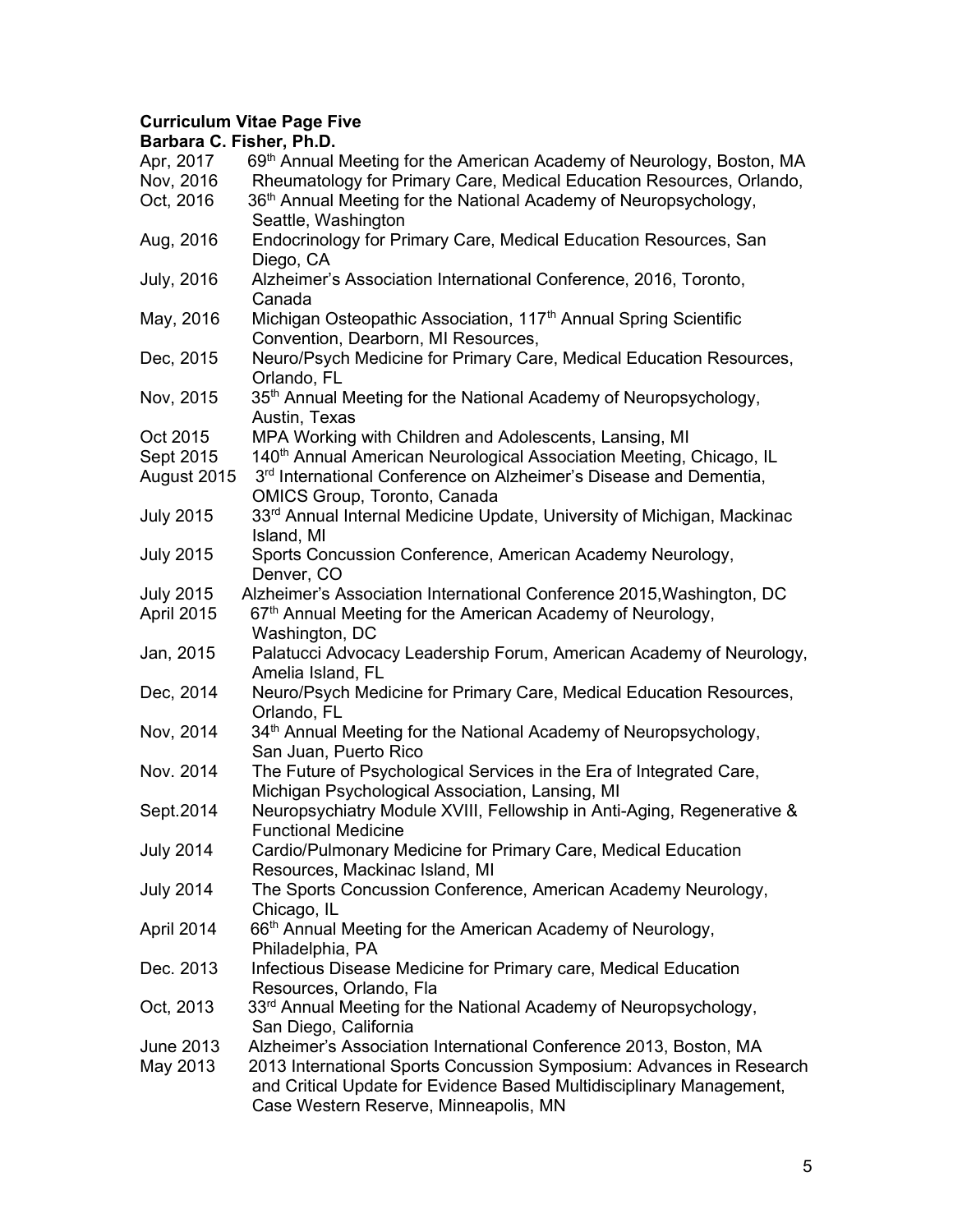**Curriculum Vitae Page Five**
**Barbara C. Fisher, Ph.D.**

| | |
|---|---|
| Apr, 2017 | 69th Annual Meeting for the American Academy of Neurology, Boston, MA |
| Nov, 2016 | Rheumatology for Primary Care, Medical Education Resources, Orlando, |
| Oct, 2016 | 36th Annual Meeting for the National Academy of Neuropsychology, Seattle, Washington |
| Aug, 2016 | Endocrinology for Primary Care, Medical Education Resources, San Diego, CA |
| July, 2016 | Alzheimer's Association International Conference, 2016, Toronto, Canada |
| May, 2016 | Michigan Osteopathic Association, 117th Annual Spring Scientific Convention, Dearborn, MI Resources, |
| Dec, 2015 | Neuro/Psych Medicine for Primary Care, Medical Education Resources, Orlando, FL |
| Nov, 2015 | 35th Annual Meeting for the National Academy of Neuropsychology, Austin, Texas |
| Oct 2015 | MPA Working with Children and Adolescents, Lansing, MI |
| Sept 2015 | 140th Annual American Neurological Association Meeting, Chicago, IL |
| August 2015 | 3rd International Conference on Alzheimer's Disease and Dementia, OMICS Group, Toronto, Canada |
| July 2015 | 33rd Annual Internal Medicine Update, University of Michigan, Mackinac Island, MI |
| July 2015 | Sports Concussion Conference, American Academy Neurology, Denver, CO |
| July 2015 | Alzheimer's Association International Conference 2015,Washington, DC |
| April 2015 | 67th Annual Meeting for the American Academy of Neurology, Washington, DC |
| Jan, 2015 | Palatucci Advocacy Leadership Forum, American Academy of Neurology, Amelia Island, FL |
| Dec, 2014 | Neuro/Psych Medicine for Primary Care, Medical Education Resources, Orlando, FL |
| Nov, 2014 | 34th Annual Meeting for the National Academy of Neuropsychology, San Juan, Puerto Rico |
| Nov. 2014 | The Future of Psychological Services in the Era of Integrated Care, Michigan Psychological Association, Lansing, MI |
| Sept.2014 | Neuropsychiatry Module XVIII, Fellowship in Anti-Aging, Regenerative & Functional Medicine |
| July 2014 | Cardio/Pulmonary Medicine for Primary Care, Medical Education Resources, Mackinac Island, MI |
| July 2014 | The Sports Concussion Conference, American Academy Neurology, Chicago, IL |
| April 2014 | 66th Annual Meeting for the American Academy of Neurology, Philadelphia, PA |
| Dec. 2013 | Infectious Disease Medicine for Primary care, Medical Education Resources, Orlando, Fla |
| Oct, 2013 | 33rd Annual Meeting for the National Academy of Neuropsychology, San Diego, California |
| June 2013 | Alzheimer's Association International Conference 2013, Boston, MA |
| May 2013 | 2013 International Sports Concussion Symposium: Advances in Research and Critical Update for Evidence Based Multidisciplinary Management, Case Western Reserve, Minneapolis, MN |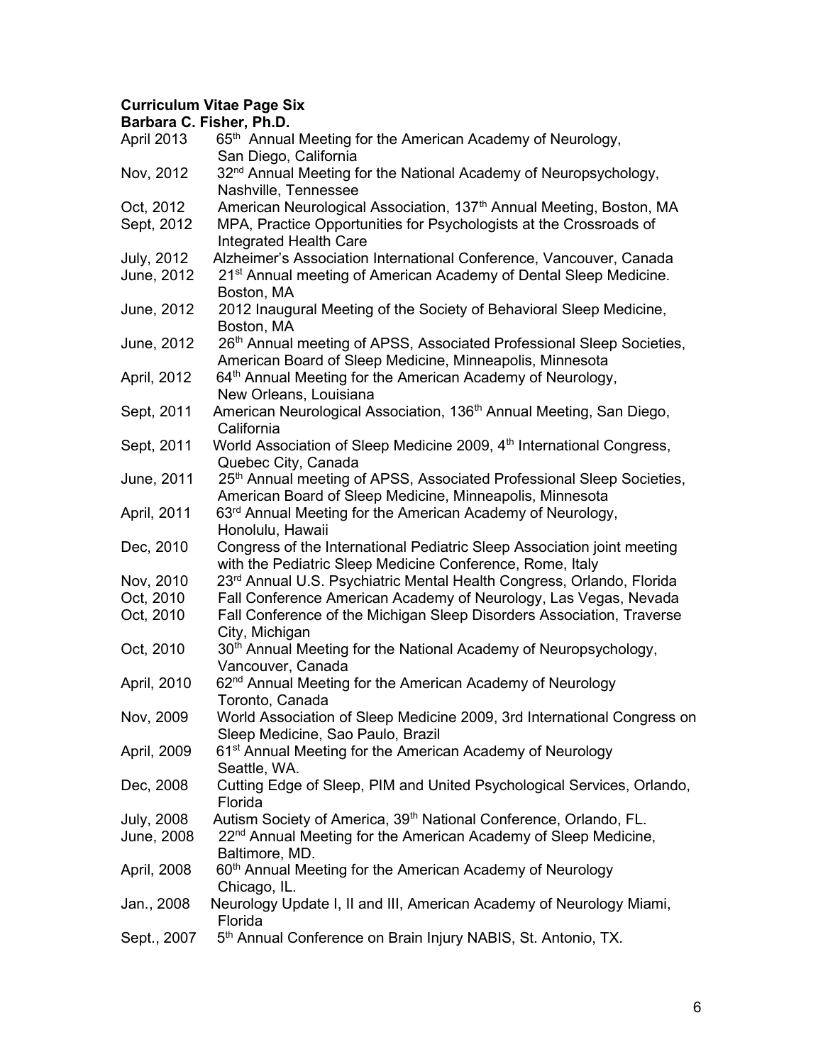**Curriculum Vitae Page Six**
**Barbara C. Fisher, Ph.D.**

| | |
|---|---|
| April 2013 | 65th Annual Meeting for the American Academy of Neurology, San Diego, California |
| Nov, 2012 | 32nd Annual Meeting for the National Academy of Neuropsychology, Nashville, Tennessee |
| Oct, 2012 | American Neurological Association, 137th Annual Meeting, Boston, MA |
| Sept, 2012 | MPA, Practice Opportunities for Psychologists at the Crossroads of Integrated Health Care |
| July, 2012 | Alzheimer's Association International Conference, Vancouver, Canada |
| June, 2012 | 21st Annual meeting of American Academy of Dental Sleep Medicine. Boston, MA |
| June, 2012 | 2012 Inaugural Meeting of the Society of Behavioral Sleep Medicine, Boston, MA |
| June, 2012 | 26th Annual meeting of APSS, Associated Professional Sleep Societies, American Board of Sleep Medicine, Minneapolis, Minnesota |
| April, 2012 | 64th Annual Meeting for the American Academy of Neurology, New Orleans, Louisiana |
| Sept, 2011 | American Neurological Association, 136th Annual Meeting, San Diego, California |
| Sept, 2011 | World Association of Sleep Medicine 2009, 4th International Congress, Quebec City, Canada |
| June, 2011 | 25th Annual meeting of APSS, Associated Professional Sleep Societies, American Board of Sleep Medicine, Minneapolis, Minnesota |
| April, 2011 | 63rd Annual Meeting for the American Academy of Neurology, Honolulu, Hawaii |
| Dec, 2010 | Congress of the International Pediatric Sleep Association joint meeting with the Pediatric Sleep Medicine Conference, Rome, Italy |
| Nov, 2010 | 23rd Annual U.S. Psychiatric Mental Health Congress, Orlando, Florida |
| Oct, 2010 | Fall Conference American Academy of Neurology, Las Vegas, Nevada |
| Oct, 2010 | Fall Conference of the Michigan Sleep Disorders Association, Traverse City, Michigan |
| Oct, 2010 | 30th Annual Meeting for the National Academy of Neuropsychology, Vancouver, Canada |
| April, 2010 | 62nd Annual Meeting for the American Academy of Neurology Toronto, Canada |
| Nov, 2009 | World Association of Sleep Medicine 2009, 3rd International Congress on Sleep Medicine, Sao Paulo, Brazil |
| April, 2009 | 61st Annual Meeting for the American Academy of Neurology Seattle, WA. |
| Dec, 2008 | Cutting Edge of Sleep, PIM and United Psychological Services, Orlando, Florida |
| July, 2008 | Autism Society of America, 39th National Conference, Orlando, FL. |
| June, 2008 | 22nd Annual Meeting for the American Academy of Sleep Medicine, Baltimore, MD. |
| April, 2008 | 60th Annual Meeting for the American Academy of Neurology Chicago, IL. |
| Jan., 2008 | Neurology Update I, II and III, American Academy of Neurology Miami, Florida |
| Sept., 2007 | 5th Annual Conference on Brain Injury NABIS, St. Antonio, TX. |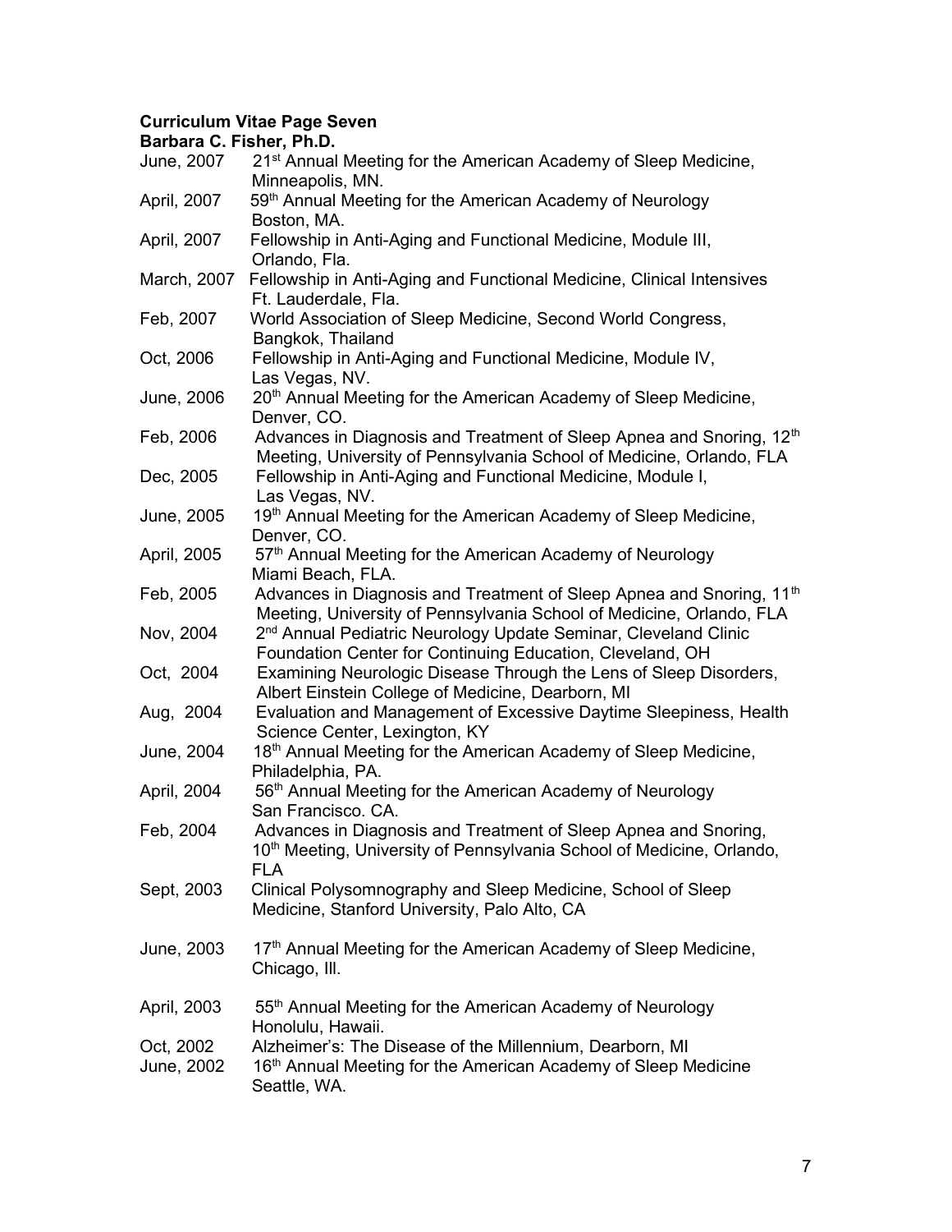**Curriculum Vitae Page Seven**

**Barbara C. Fisher, Ph.D.**

| | |
|---|---|
| June, 2007 | 21st Annual Meeting for the American Academy of Sleep Medicine, Minneapolis, MN. |
| April, 2007 | 59th Annual Meeting for the American Academy of Neurology Boston, MA. |
| April, 2007 | Fellowship in Anti-Aging and Functional Medicine, Module III, Orlando, Fla. |
| March, 2007 | Fellowship in Anti-Aging and Functional Medicine, Clinical Intensives Ft. Lauderdale, Fla. |
| Feb, 2007 | World Association of Sleep Medicine, Second World Congress, Bangkok, Thailand |
| Oct, 2006 | Fellowship in Anti-Aging and Functional Medicine, Module IV, Las Vegas, NV. |
| June, 2006 | 20th Annual Meeting for the American Academy of Sleep Medicine, Denver, CO. |
| Feb, 2006 | Advances in Diagnosis and Treatment of Sleep Apnea and Snoring, 12th Meeting, University of Pennsylvania School of Medicine, Orlando, FLA |
| Dec, 2005 | Fellowship in Anti-Aging and Functional Medicine, Module I, Las Vegas, NV. |
| June, 2005 | 19th Annual Meeting for the American Academy of Sleep Medicine, Denver, CO. |
| April, 2005 | 57th Annual Meeting for the American Academy of Neurology Miami Beach, FLA. |
| Feb, 2005 | Advances in Diagnosis and Treatment of Sleep Apnea and Snoring, 11th Meeting, University of Pennsylvania School of Medicine, Orlando, FLA |
| Nov, 2004 | 2nd Annual Pediatric Neurology Update Seminar, Cleveland Clinic Foundation Center for Continuing Education, Cleveland, OH |
| Oct, 2004 | Examining Neurologic Disease Through the Lens of Sleep Disorders, Albert Einstein College of Medicine, Dearborn, MI |
| Aug, 2004 | Evaluation and Management of Excessive Daytime Sleepiness, Health Science Center, Lexington, KY |
| June, 2004 | 18th Annual Meeting for the American Academy of Sleep Medicine, Philadelphia, PA. |
| April, 2004 | 56th Annual Meeting for the American Academy of Neurology San Francisco. CA. |
| Feb, 2004 | Advances in Diagnosis and Treatment of Sleep Apnea and Snoring, 10th Meeting, University of Pennsylvania School of Medicine, Orlando, FLA |
| Sept, 2003 | Clinical Polysomnography and Sleep Medicine, School of Sleep Medicine, Stanford University, Palo Alto, CA |
| June, 2003 | 17th Annual Meeting for the American Academy of Sleep Medicine, Chicago, Ill. |
| April, 2003 | 55th Annual Meeting for the American Academy of Neurology Honolulu, Hawaii. |
| Oct, 2002 | Alzheimer's: The Disease of the Millennium, Dearborn, MI |
| June, 2002 | 16th Annual Meeting for the American Academy of Sleep Medicine Seattle, WA. |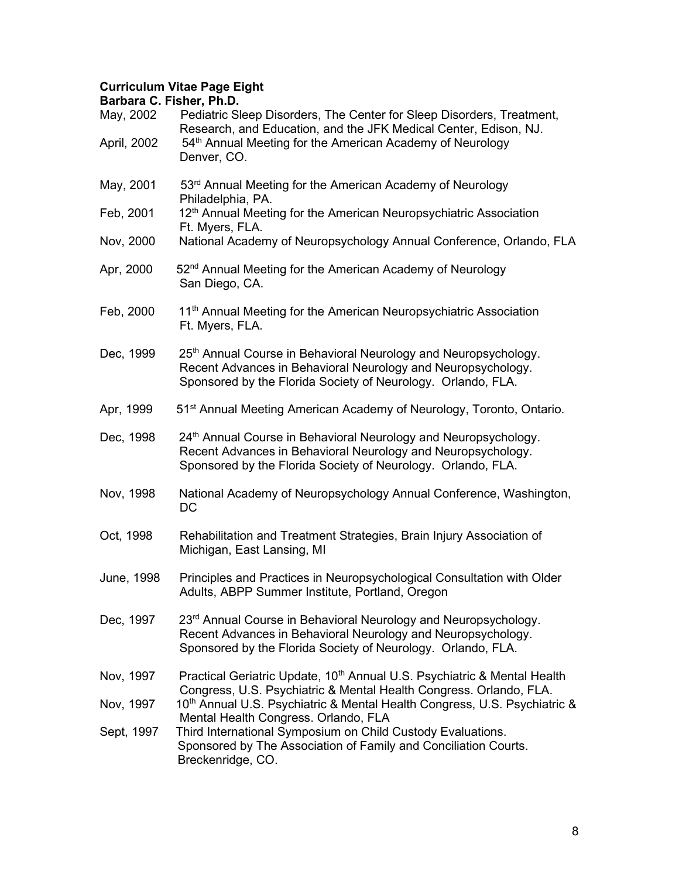**Curriculum Vitae Page Eight**
**Barbara C. Fisher, Ph.D.**

May, 2002 Pediatric Sleep Disorders, The Center for Sleep Disorders, Treatment, Research, and Education, and the JFK Medical Center, Edison, NJ.

April, 2002 54th Annual Meeting for the American Academy of Neurology Denver, CO.

May, 2001 53rd Annual Meeting for the American Academy of Neurology Philadelphia, PA.

Feb, 2001 12th Annual Meeting for the American Neuropsychiatric Association Ft. Myers, FLA.

Nov, 2000 National Academy of Neuropsychology Annual Conference, Orlando, FLA

Apr, 2000 52nd Annual Meeting for the American Academy of Neurology San Diego, CA.

Feb, 2000 11th Annual Meeting for the American Neuropsychiatric Association Ft. Myers, FLA.

Dec, 1999 25th Annual Course in Behavioral Neurology and Neuropsychology. Recent Advances in Behavioral Neurology and Neuropsychology. Sponsored by the Florida Society of Neurology. Orlando, FLA.

Apr, 1999 51st Annual Meeting American Academy of Neurology, Toronto, Ontario.

Dec, 1998 24th Annual Course in Behavioral Neurology and Neuropsychology. Recent Advances in Behavioral Neurology and Neuropsychology. Sponsored by the Florida Society of Neurology. Orlando, FLA.

Nov, 1998 National Academy of Neuropsychology Annual Conference, Washington, DC

Oct, 1998 Rehabilitation and Treatment Strategies, Brain Injury Association of Michigan, East Lansing, MI

June, 1998 Principles and Practices in Neuropsychological Consultation with Older Adults, ABPP Summer Institute, Portland, Oregon

Dec, 1997 23rd Annual Course in Behavioral Neurology and Neuropsychology. Recent Advances in Behavioral Neurology and Neuropsychology. Sponsored by the Florida Society of Neurology. Orlando, FLA.

Nov, 1997 Practical Geriatric Update, 10th Annual U.S. Psychiatric & Mental Health Congress, U.S. Psychiatric & Mental Health Congress. Orlando, FLA.

Nov, 1997 10th Annual U.S. Psychiatric & Mental Health Congress, U.S. Psychiatric & Mental Health Congress. Orlando, FLA

Sept, 1997 Third International Symposium on Child Custody Evaluations. Sponsored by The Association of Family and Conciliation Courts. Breckenridge, CO.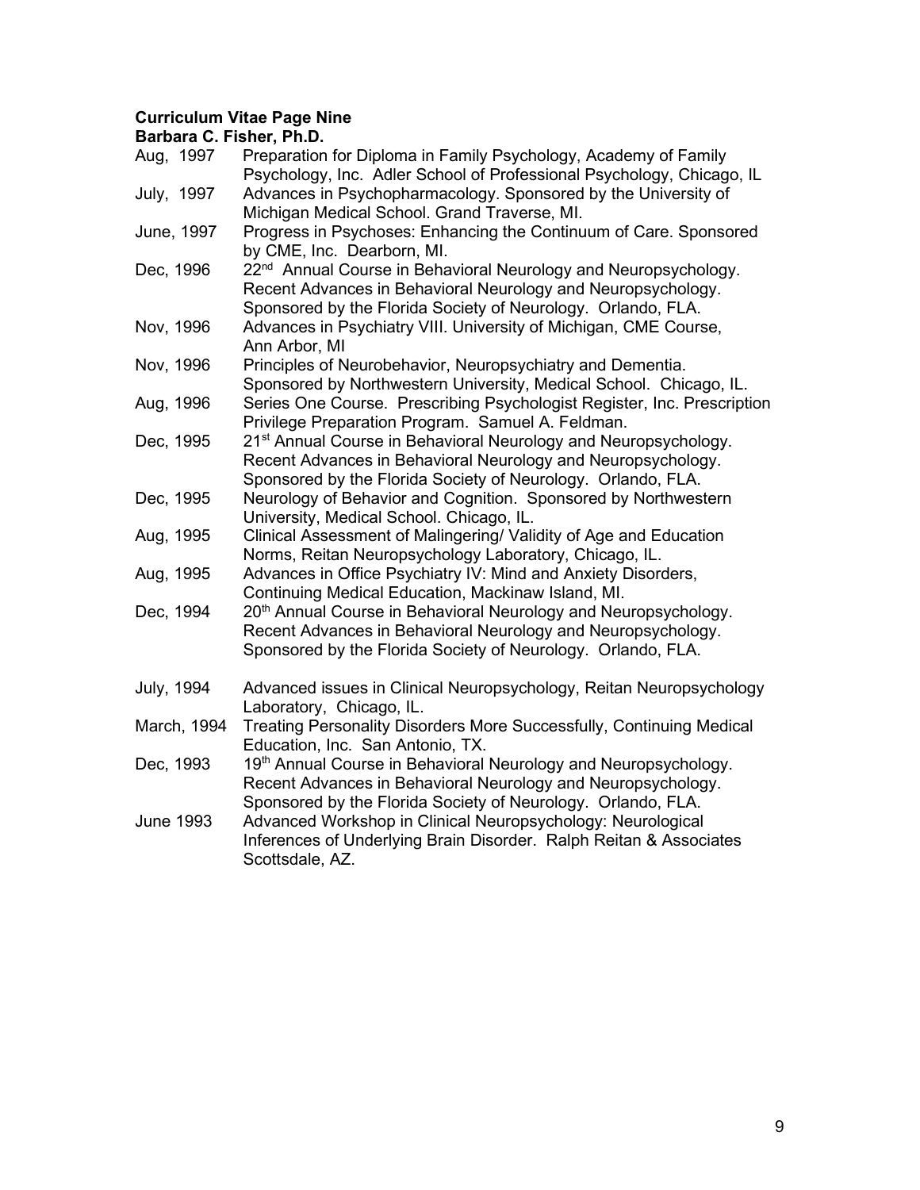**Curriculum Vitae Page Nine**
**Barbara C. Fisher, Ph.D.**

Aug, 1997 Preparation for Diploma in Family Psychology, Academy of Family Psychology, Inc. Adler School of Professional Psychology, Chicago, IL

July, 1997 Advances in Psychopharmacology. Sponsored by the University of Michigan Medical School. Grand Traverse, MI.

June, 1997 Progress in Psychoses: Enhancing the Continuum of Care. Sponsored by CME, Inc. Dearborn, MI.

Dec, 1996 22nd Annual Course in Behavioral Neurology and Neuropsychology. Recent Advances in Behavioral Neurology and Neuropsychology. Sponsored by the Florida Society of Neurology. Orlando, FLA.

Nov, 1996 Advances in Psychiatry VIII. University of Michigan, CME Course, Ann Arbor, MI

Nov, 1996 Principles of Neurobehavior, Neuropsychiatry and Dementia. Sponsored by Northwestern University, Medical School. Chicago, IL.

Aug, 1996 Series One Course. Prescribing Psychologist Register, Inc. Prescription Privilege Preparation Program. Samuel A. Feldman.

Dec, 1995 21st Annual Course in Behavioral Neurology and Neuropsychology. Recent Advances in Behavioral Neurology and Neuropsychology. Sponsored by the Florida Society of Neurology. Orlando, FLA.

Dec, 1995 Neurology of Behavior and Cognition. Sponsored by Northwestern University, Medical School. Chicago, IL.

Aug, 1995 Clinical Assessment of Malingering/ Validity of Age and Education Norms, Reitan Neuropsychology Laboratory, Chicago, IL.

Aug, 1995 Advances in Office Psychiatry IV: Mind and Anxiety Disorders, Continuing Medical Education, Mackinaw Island, MI.

Dec, 1994 20th Annual Course in Behavioral Neurology and Neuropsychology. Recent Advances in Behavioral Neurology and Neuropsychology. Sponsored by the Florida Society of Neurology. Orlando, FLA.

July, 1994 Advanced issues in Clinical Neuropsychology, Reitan Neuropsychology Laboratory, Chicago, IL.

March, 1994 Treating Personality Disorders More Successfully, Continuing Medical Education, Inc. San Antonio, TX.

Dec, 1993 19th Annual Course in Behavioral Neurology and Neuropsychology. Recent Advances in Behavioral Neurology and Neuropsychology. Sponsored by the Florida Society of Neurology. Orlando, FLA.

June 1993 Advanced Workshop in Clinical Neuropsychology: Neurological Inferences of Underlying Brain Disorder. Ralph Reitan & Associates Scottsdale, AZ.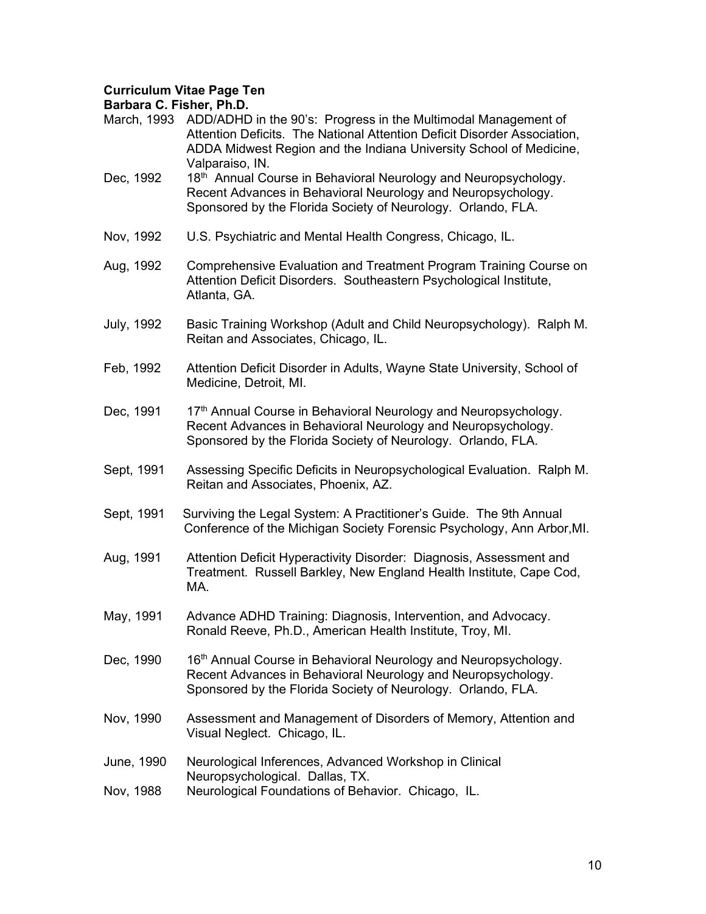**Curriculum Vitae Page Ten**
**Barbara C. Fisher, Ph.D.**

March, 1993 ADD/ADHD in the 90's: Progress in the Multimodal Management of Attention Deficits. The National Attention Deficit Disorder Association, ADDA Midwest Region and the Indiana University School of Medicine, Valparaiso, IN.

Dec, 1992 18th Annual Course in Behavioral Neurology and Neuropsychology. Recent Advances in Behavioral Neurology and Neuropsychology. Sponsored by the Florida Society of Neurology. Orlando, FLA.

Nov, 1992 U.S. Psychiatric and Mental Health Congress, Chicago, IL.

Aug, 1992 Comprehensive Evaluation and Treatment Program Training Course on Attention Deficit Disorders. Southeastern Psychological Institute, Atlanta, GA.

July, 1992 Basic Training Workshop (Adult and Child Neuropsychology). Ralph M. Reitan and Associates, Chicago, IL.

Feb, 1992 Attention Deficit Disorder in Adults, Wayne State University, School of Medicine, Detroit, MI.

Dec, 1991 17th Annual Course in Behavioral Neurology and Neuropsychology. Recent Advances in Behavioral Neurology and Neuropsychology. Sponsored by the Florida Society of Neurology. Orlando, FLA.

Sept, 1991 Assessing Specific Deficits in Neuropsychological Evaluation. Ralph M. Reitan and Associates, Phoenix, AZ.

Sept, 1991 Surviving the Legal System: A Practitioner's Guide. The 9th Annual Conference of the Michigan Society Forensic Psychology, Ann Arbor,MI.

Aug, 1991 Attention Deficit Hyperactivity Disorder: Diagnosis, Assessment and Treatment. Russell Barkley, New England Health Institute, Cape Cod, MA.

May, 1991 Advance ADHD Training: Diagnosis, Intervention, and Advocacy. Ronald Reeve, Ph.D., American Health Institute, Troy, MI.

Dec, 1990 16th Annual Course in Behavioral Neurology and Neuropsychology. Recent Advances in Behavioral Neurology and Neuropsychology. Sponsored by the Florida Society of Neurology. Orlando, FLA.

Nov, 1990 Assessment and Management of Disorders of Memory, Attention and Visual Neglect. Chicago, IL.

June, 1990 Neurological Inferences, Advanced Workshop in Clinical Neuropsychological. Dallas, TX.

Nov, 1988 Neurological Foundations of Behavior. Chicago, IL.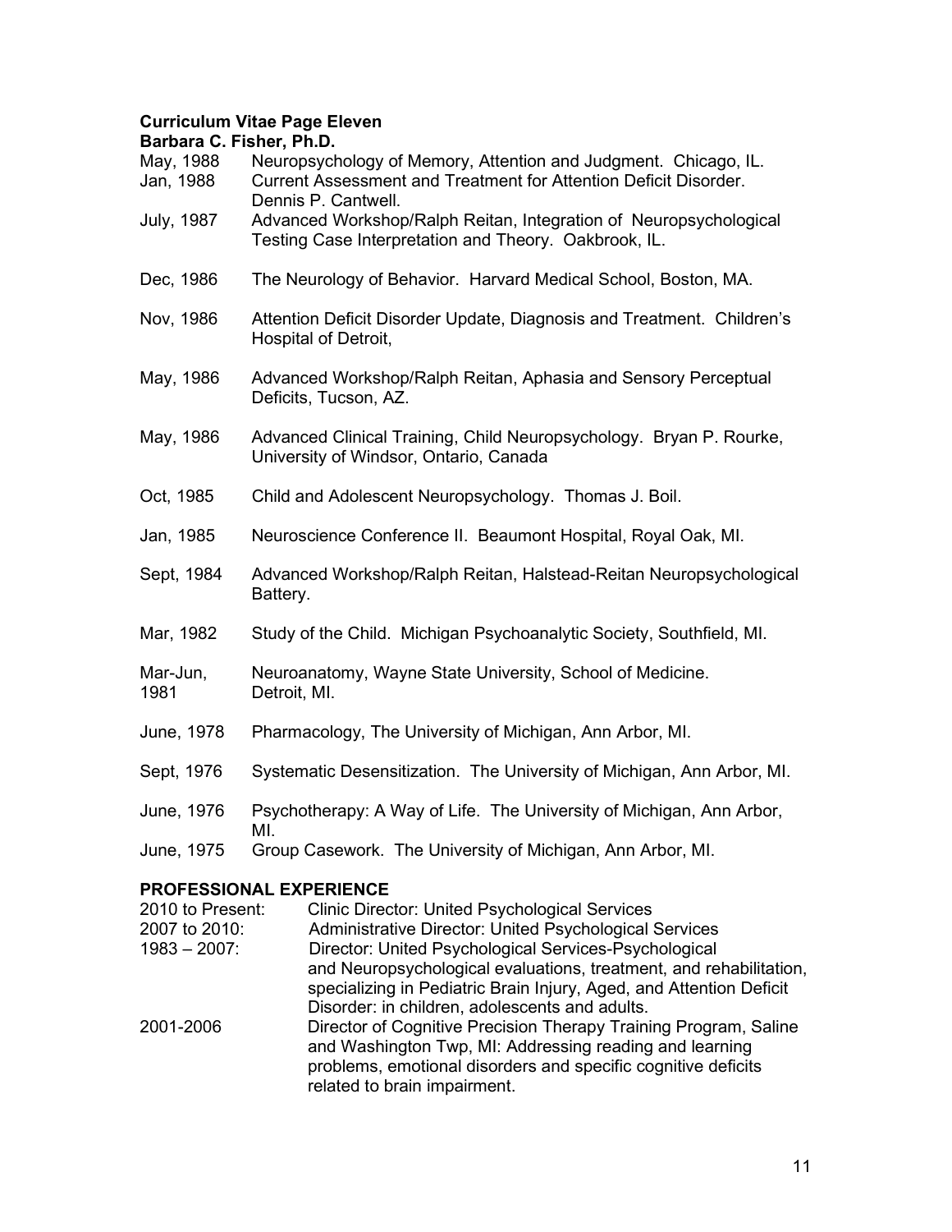**Curriculum Vitae Page Eleven**
**Barbara C. Fisher, Ph.D.**

| | |
|---|---|
| May, 1988 | Neuropsychology of Memory, Attention and Judgment. Chicago, IL. |
| Jan, 1988 | Current Assessment and Treatment for Attention Deficit Disorder. Dennis P. Cantwell. |
| July, 1987 | Advanced Workshop/Ralph Reitan, Integration of Neuropsychological Testing Case Interpretation and Theory. Oakbrook, IL. |
| Dec, 1986 | The Neurology of Behavior. Harvard Medical School, Boston, MA. |
| Nov, 1986 | Attention Deficit Disorder Update, Diagnosis and Treatment. Children's Hospital of Detroit, |
| May, 1986 | Advanced Workshop/Ralph Reitan, Aphasia and Sensory Perceptual Deficits, Tucson, AZ. |
| May, 1986 | Advanced Clinical Training, Child Neuropsychology. Bryan P. Rourke, University of Windsor, Ontario, Canada |
| Oct, 1985 | Child and Adolescent Neuropsychology. Thomas J. Boil. |
| Jan, 1985 | Neuroscience Conference II. Beaumont Hospital, Royal Oak, MI. |
| Sept, 1984 | Advanced Workshop/Ralph Reitan, Halstead-Reitan Neuropsychological Battery. |
| Mar, 1982 | Study of the Child. Michigan Psychoanalytic Society, Southfield, MI. |
| Mar-Jun, 1981 | Neuroanatomy, Wayne State University, School of Medicine. Detroit, MI. |
| June, 1978 | Pharmacology, The University of Michigan, Ann Arbor, MI. |
| Sept, 1976 | Systematic Desensitization. The University of Michigan, Ann Arbor, MI. |
| June, 1976 | Psychotherapy: A Way of Life. The University of Michigan, Ann Arbor, MI. |
| June, 1975 | Group Casework. The University of Michigan, Ann Arbor, MI. |

## PROFESSIONAL EXPERIENCE

| | |
|---|---|
| 2010 to Present: | Clinic Director: United Psychological Services |
| 2007 to 2010: | Administrative Director: United Psychological Services |
| 1983 – 2007: | Director: United Psychological Services-Psychological and Neuropsychological evaluations, treatment, and rehabilitation, specializing in Pediatric Brain Injury, Aged, and Attention Deficit Disorder: in children, adolescents and adults. |
| 2001-2006 | Director of Cognitive Precision Therapy Training Program, Saline and Washington Twp, MI: Addressing reading and learning problems, emotional disorders and specific cognitive deficits related to brain impairment. |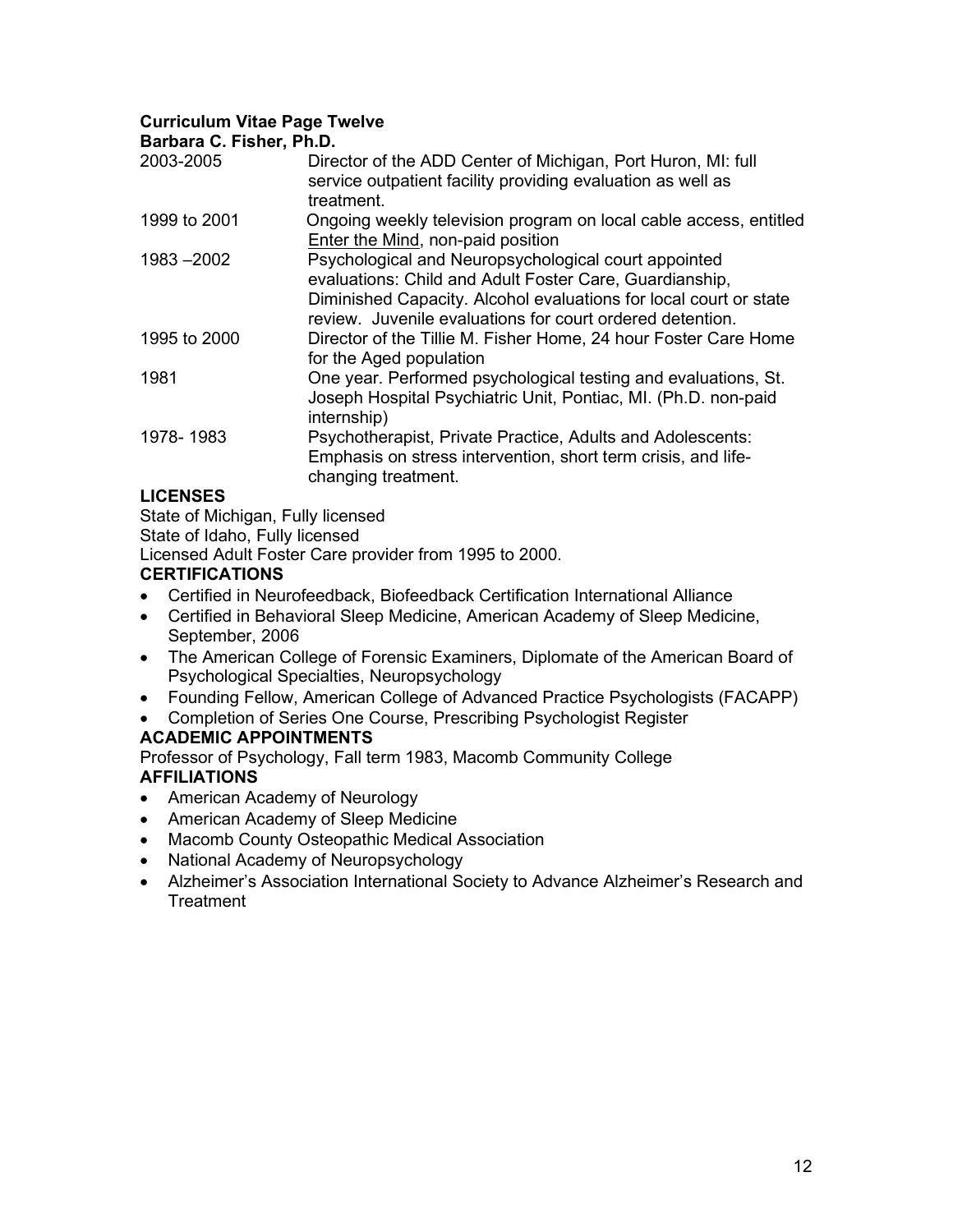**Curriculum Vitae Page Twelve**
**Barbara C. Fisher, Ph.D.**

| | |
|---|---|
| 2003-2005 | Director of the ADD Center of Michigan, Port Huron, MI: full service outpatient facility providing evaluation as well as treatment. |
| 1999 to 2001 | Ongoing weekly television program on local cable access, entitled <u>Enter the Mind</u>, non-paid position |
| 1983 –2002 | Psychological and Neuropsychological court appointed evaluations: Child and Adult Foster Care, Guardianship, Diminished Capacity. Alcohol evaluations for local court or state review. Juvenile evaluations for court ordered detention. |
| 1995 to 2000 | Director of the Tillie M. Fisher Home, 24 hour Foster Care Home for the Aged population |
| 1981 | One year. Performed psychological testing and evaluations, St. Joseph Hospital Psychiatric Unit, Pontiac, MI. (Ph.D. non-paid internship) |
| 1978- 1983 | Psychotherapist, Private Practice, Adults and Adolescents: Emphasis on stress intervention, short term crisis, and life-changing treatment. |

**LICENSES**

State of Michigan, Fully licensed
State of Idaho, Fully licensed
Licensed Adult Foster Care provider from 1995 to 2000.

**CERTIFICATIONS**

- Certified in Neurofeedback, Biofeedback Certification International Alliance
- Certified in Behavioral Sleep Medicine, American Academy of Sleep Medicine, September, 2006
- The American College of Forensic Examiners, Diplomate of the American Board of Psychological Specialties, Neuropsychology
- Founding Fellow, American College of Advanced Practice Psychologists (FACAPP)
- Completion of Series One Course, Prescribing Psychologist Register

**ACADEMIC APPOINTMENTS**

Professor of Psychology, Fall term 1983, Macomb Community College

**AFFILIATIONS**

- American Academy of Neurology
- American Academy of Sleep Medicine
- Macomb County Osteopathic Medical Association
- National Academy of Neuropsychology
- Alzheimer's Association International Society to Advance Alzheimer's Research and Treatment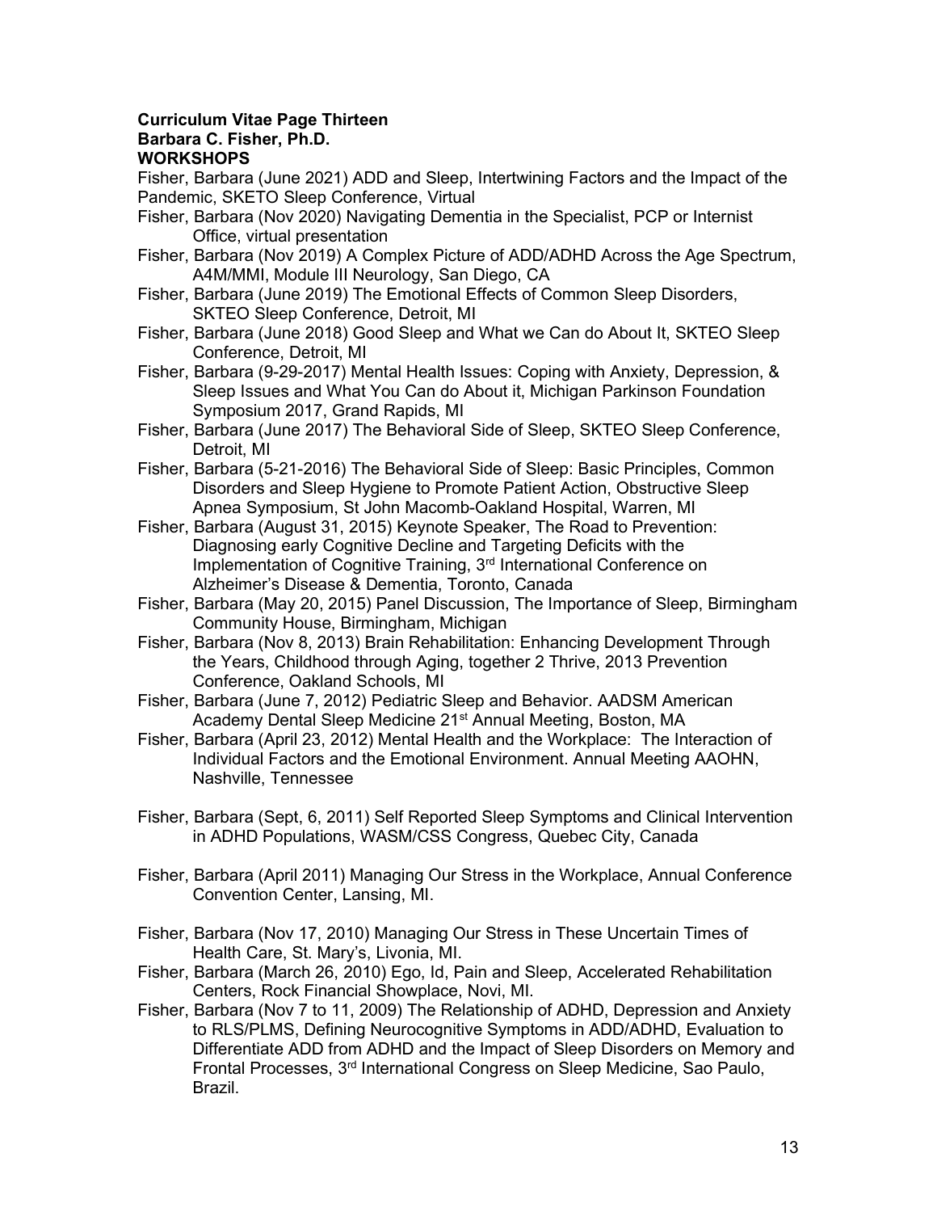**Curriculum Vitae Page Thirteen**
**Barbara C. Fisher, Ph.D.**
**WORKSHOPS**

Fisher, Barbara (June 2021) ADD and Sleep, Intertwining Factors and the Impact of the Pandemic, SKETO Sleep Conference, Virtual

Fisher, Barbara (Nov 2020) Navigating Dementia in the Specialist, PCP or Internist Office, virtual presentation

Fisher, Barbara (Nov 2019) A Complex Picture of ADD/ADHD Across the Age Spectrum, A4M/MMI, Module III Neurology, San Diego, CA

Fisher, Barbara (June 2019) The Emotional Effects of Common Sleep Disorders, SKTEO Sleep Conference, Detroit, MI

Fisher, Barbara (June 2018) Good Sleep and What we Can do About It, SKTEO Sleep Conference, Detroit, MI

Fisher, Barbara (9-29-2017) Mental Health Issues: Coping with Anxiety, Depression, & Sleep Issues and What You Can do About it, Michigan Parkinson Foundation Symposium 2017, Grand Rapids, MI

Fisher, Barbara (June 2017) The Behavioral Side of Sleep, SKTEO Sleep Conference, Detroit, MI

Fisher, Barbara (5-21-2016) The Behavioral Side of Sleep: Basic Principles, Common Disorders and Sleep Hygiene to Promote Patient Action, Obstructive Sleep Apnea Symposium, St John Macomb-Oakland Hospital, Warren, MI

Fisher, Barbara (August 31, 2015) Keynote Speaker, The Road to Prevention: Diagnosing early Cognitive Decline and Targeting Deficits with the Implementation of Cognitive Training, 3rd International Conference on Alzheimer's Disease & Dementia, Toronto, Canada

Fisher, Barbara (May 20, 2015) Panel Discussion, The Importance of Sleep, Birmingham Community House, Birmingham, Michigan

Fisher, Barbara (Nov 8, 2013) Brain Rehabilitation: Enhancing Development Through the Years, Childhood through Aging, together 2 Thrive, 2013 Prevention Conference, Oakland Schools, MI

Fisher, Barbara (June 7, 2012) Pediatric Sleep and Behavior. AADSM American Academy Dental Sleep Medicine 21st Annual Meeting, Boston, MA

Fisher, Barbara (April 23, 2012) Mental Health and the Workplace: The Interaction of Individual Factors and the Emotional Environment. Annual Meeting AAOHN, Nashville, Tennessee

Fisher, Barbara (Sept, 6, 2011) Self Reported Sleep Symptoms and Clinical Intervention in ADHD Populations, WASM/CSS Congress, Quebec City, Canada

Fisher, Barbara (April 2011) Managing Our Stress in the Workplace, Annual Conference Convention Center, Lansing, MI.

Fisher, Barbara (Nov 17, 2010) Managing Our Stress in These Uncertain Times of Health Care, St. Mary's, Livonia, MI.

Fisher, Barbara (March 26, 2010) Ego, Id, Pain and Sleep, Accelerated Rehabilitation Centers, Rock Financial Showplace, Novi, MI.

Fisher, Barbara (Nov 7 to 11, 2009) The Relationship of ADHD, Depression and Anxiety to RLS/PLMS, Defining Neurocognitive Symptoms in ADD/ADHD, Evaluation to Differentiate ADD from ADHD and the Impact of Sleep Disorders on Memory and Frontal Processes, 3rd International Congress on Sleep Medicine, Sao Paulo, Brazil.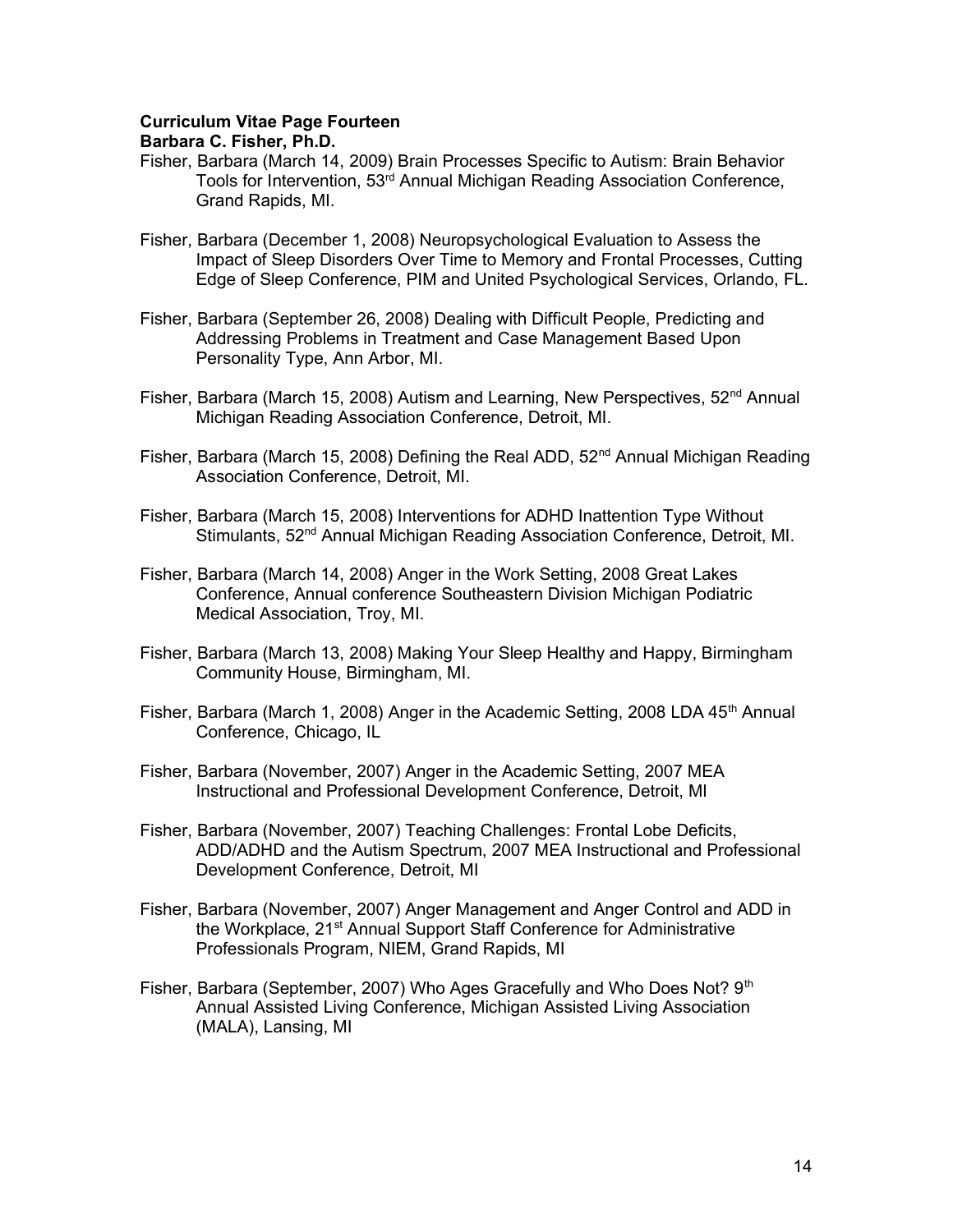Fisher, Barbara (March 14, 2009) Brain Processes Specific to Autism: Brain Behavior Tools for Intervention, 53rd Annual Michigan Reading Association Conference, Grand Rapids, MI.

Fisher, Barbara (December 1, 2008) Neuropsychological Evaluation to Assess the Impact of Sleep Disorders Over Time to Memory and Frontal Processes, Cutting Edge of Sleep Conference, PIM and United Psychological Services, Orlando, FL.

Fisher, Barbara (September 26, 2008) Dealing with Difficult People, Predicting and Addressing Problems in Treatment and Case Management Based Upon Personality Type, Ann Arbor, MI.

Fisher, Barbara (March 15, 2008) Autism and Learning, New Perspectives, 52nd Annual Michigan Reading Association Conference, Detroit, MI.

Fisher, Barbara (March 15, 2008) Defining the Real ADD, 52nd Annual Michigan Reading Association Conference, Detroit, MI.

Fisher, Barbara (March 15, 2008) Interventions for ADHD Inattention Type Without Stimulants, 52nd Annual Michigan Reading Association Conference, Detroit, MI.

Fisher, Barbara (March 14, 2008) Anger in the Work Setting, 2008 Great Lakes Conference, Annual conference Southeastern Division Michigan Podiatric Medical Association, Troy, MI.

Fisher, Barbara (March 13, 2008) Making Your Sleep Healthy and Happy, Birmingham Community House, Birmingham, MI.

Fisher, Barbara (March 1, 2008) Anger in the Academic Setting, 2008 LDA 45th Annual Conference, Chicago, IL

Fisher, Barbara (November, 2007) Anger in the Academic Setting, 2007 MEA Instructional and Professional Development Conference, Detroit, MI

Fisher, Barbara (November, 2007) Teaching Challenges: Frontal Lobe Deficits, ADD/ADHD and the Autism Spectrum, 2007 MEA Instructional and Professional Development Conference, Detroit, MI

Fisher, Barbara (November, 2007) Anger Management and Anger Control and ADD in the Workplace, 21st Annual Support Staff Conference for Administrative Professionals Program, NIEM, Grand Rapids, MI

Fisher, Barbara (September, 2007) Who Ages Gracefully and Who Does Not? 9th Annual Assisted Living Conference, Michigan Assisted Living Association (MALA), Lansing, MI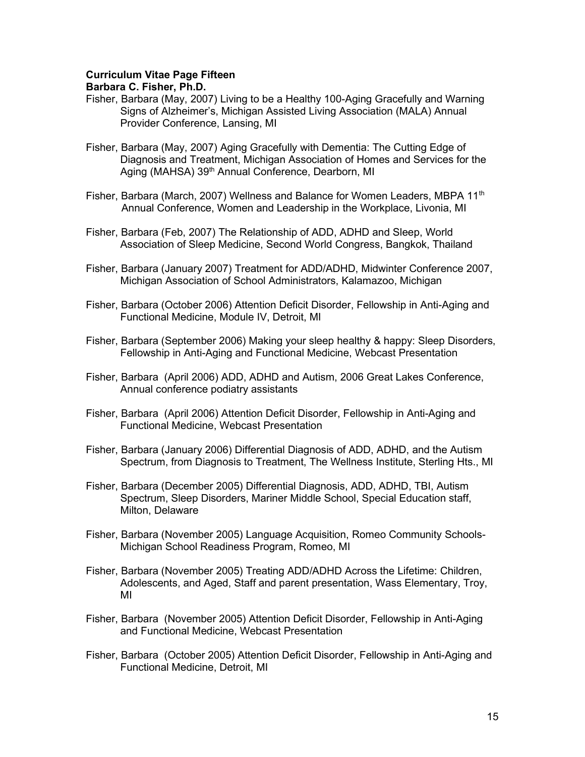**Curriculum Vitae Page Fifteen**
**Barbara C. Fisher, Ph.D.**

Fisher, Barbara (May, 2007) Living to be a Healthy 100-Aging Gracefully and Warning Signs of Alzheimer's, Michigan Assisted Living Association (MALA) Annual Provider Conference, Lansing, MI

Fisher, Barbara (May, 2007) Aging Gracefully with Dementia: The Cutting Edge of Diagnosis and Treatment, Michigan Association of Homes and Services for the Aging (MAHSA) 39th Annual Conference, Dearborn, MI

Fisher, Barbara (March, 2007) Wellness and Balance for Women Leaders, MBPA 11th Annual Conference, Women and Leadership in the Workplace, Livonia, MI

Fisher, Barbara (Feb, 2007) The Relationship of ADD, ADHD and Sleep, World Association of Sleep Medicine, Second World Congress, Bangkok, Thailand

Fisher, Barbara (January 2007) Treatment for ADD/ADHD, Midwinter Conference 2007, Michigan Association of School Administrators, Kalamazoo, Michigan

Fisher, Barbara (October 2006) Attention Deficit Disorder, Fellowship in Anti-Aging and Functional Medicine, Module IV, Detroit, MI

Fisher, Barbara (September 2006) Making your sleep healthy & happy: Sleep Disorders, Fellowship in Anti-Aging and Functional Medicine, Webcast Presentation

Fisher, Barbara (April 2006) ADD, ADHD and Autism, 2006 Great Lakes Conference, Annual conference podiatry assistants

Fisher, Barbara (April 2006) Attention Deficit Disorder, Fellowship in Anti-Aging and Functional Medicine, Webcast Presentation

Fisher, Barbara (January 2006) Differential Diagnosis of ADD, ADHD, and the Autism Spectrum, from Diagnosis to Treatment, The Wellness Institute, Sterling Hts., MI

Fisher, Barbara (December 2005) Differential Diagnosis, ADD, ADHD, TBI, Autism Spectrum, Sleep Disorders, Mariner Middle School, Special Education staff, Milton, Delaware

Fisher, Barbara (November 2005) Language Acquisition, Romeo Community Schools-Michigan School Readiness Program, Romeo, MI

Fisher, Barbara (November 2005) Treating ADD/ADHD Across the Lifetime: Children, Adolescents, and Aged, Staff and parent presentation, Wass Elementary, Troy, MI

Fisher, Barbara (November 2005) Attention Deficit Disorder, Fellowship in Anti-Aging and Functional Medicine, Webcast Presentation

Fisher, Barbara (October 2005) Attention Deficit Disorder, Fellowship in Anti-Aging and Functional Medicine, Detroit, MI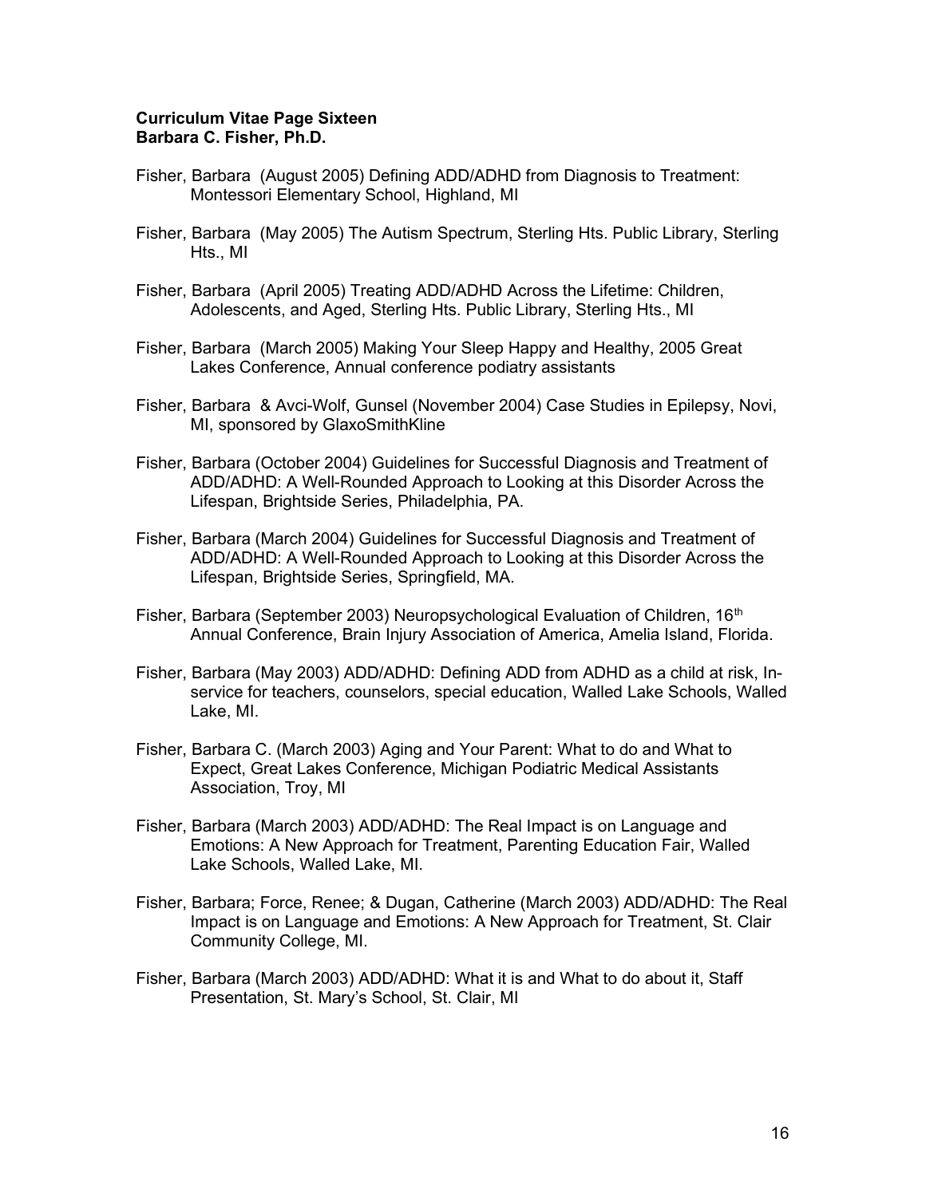**Curriculum Vitae Page Sixteen**
**Barbara C. Fisher, Ph.D.**

Fisher, Barbara (August 2005) Defining ADD/ADHD from Diagnosis to Treatment: Montessori Elementary School, Highland, MI

Fisher, Barbara (May 2005) The Autism Spectrum, Sterling Hts. Public Library, Sterling Hts., MI

Fisher, Barbara (April 2005) Treating ADD/ADHD Across the Lifetime: Children, Adolescents, and Aged, Sterling Hts. Public Library, Sterling Hts., MI

Fisher, Barbara (March 2005) Making Your Sleep Happy and Healthy, 2005 Great Lakes Conference, Annual conference podiatry assistants

Fisher, Barbara & Avci-Wolf, Gunsel (November 2004) Case Studies in Epilepsy, Novi, MI, sponsored by GlaxoSmithKline

Fisher, Barbara (October 2004) Guidelines for Successful Diagnosis and Treatment of ADD/ADHD: A Well-Rounded Approach to Looking at this Disorder Across the Lifespan, Brightside Series, Philadelphia, PA.

Fisher, Barbara (March 2004) Guidelines for Successful Diagnosis and Treatment of ADD/ADHD: A Well-Rounded Approach to Looking at this Disorder Across the Lifespan, Brightside Series, Springfield, MA.

Fisher, Barbara (September 2003) Neuropsychological Evaluation of Children, 16th Annual Conference, Brain Injury Association of America, Amelia Island, Florida.

Fisher, Barbara (May 2003) ADD/ADHD: Defining ADD from ADHD as a child at risk, In-service for teachers, counselors, special education, Walled Lake Schools, Walled Lake, MI.

Fisher, Barbara C. (March 2003) Aging and Your Parent: What to do and What to Expect, Great Lakes Conference, Michigan Podiatric Medical Assistants Association, Troy, MI

Fisher, Barbara (March 2003) ADD/ADHD: The Real Impact is on Language and Emotions: A New Approach for Treatment, Parenting Education Fair, Walled Lake Schools, Walled Lake, MI.

Fisher, Barbara; Force, Renee; & Dugan, Catherine (March 2003) ADD/ADHD: The Real Impact is on Language and Emotions: A New Approach for Treatment, St. Clair Community College, MI.

Fisher, Barbara (March 2003) ADD/ADHD: What it is and What to do about it, Staff Presentation, St. Mary's School, St. Clair, MI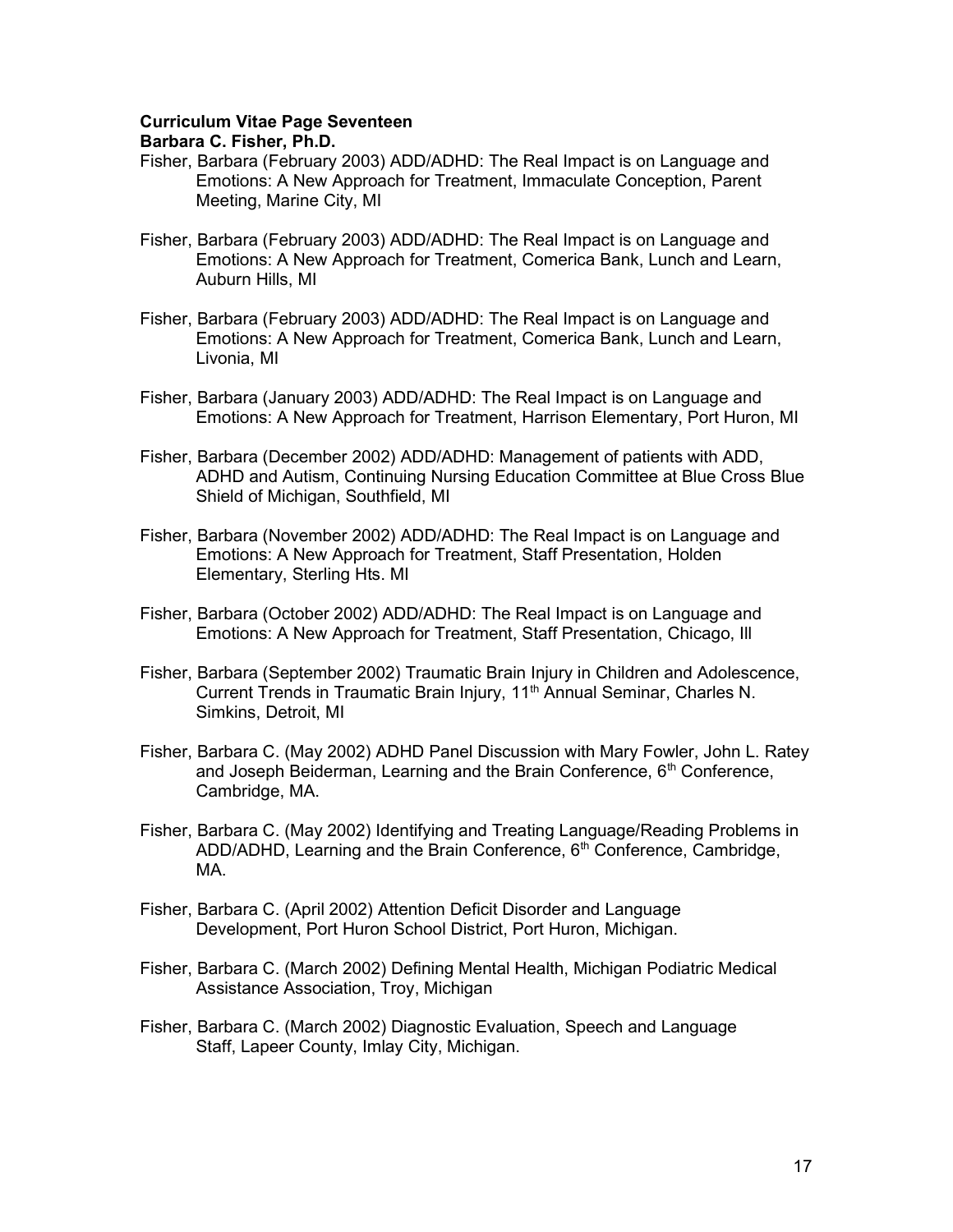**Curriculum Vitae Page Seventeen**
**Barbara C. Fisher, Ph.D.**

Fisher, Barbara (February 2003) ADD/ADHD: The Real Impact is on Language and Emotions: A New Approach for Treatment, Immaculate Conception, Parent Meeting, Marine City, MI

Fisher, Barbara (February 2003) ADD/ADHD: The Real Impact is on Language and Emotions: A New Approach for Treatment, Comerica Bank, Lunch and Learn, Auburn Hills, MI

Fisher, Barbara (February 2003) ADD/ADHD: The Real Impact is on Language and Emotions: A New Approach for Treatment, Comerica Bank, Lunch and Learn, Livonia, MI

Fisher, Barbara (January 2003) ADD/ADHD: The Real Impact is on Language and Emotions: A New Approach for Treatment, Harrison Elementary, Port Huron, MI

Fisher, Barbara (December 2002) ADD/ADHD: Management of patients with ADD, ADHD and Autism, Continuing Nursing Education Committee at Blue Cross Blue Shield of Michigan, Southfield, MI

Fisher, Barbara (November 2002) ADD/ADHD: The Real Impact is on Language and Emotions: A New Approach for Treatment, Staff Presentation, Holden Elementary, Sterling Hts. MI

Fisher, Barbara (October 2002) ADD/ADHD: The Real Impact is on Language and Emotions: A New Approach for Treatment, Staff Presentation, Chicago, Ill

Fisher, Barbara (September 2002) Traumatic Brain Injury in Children and Adolescence, Current Trends in Traumatic Brain Injury, 11th Annual Seminar, Charles N. Simkins, Detroit, MI

Fisher, Barbara C. (May 2002) ADHD Panel Discussion with Mary Fowler, John L. Ratey and Joseph Beiderman, Learning and the Brain Conference, 6th Conference, Cambridge, MA.

Fisher, Barbara C. (May 2002) Identifying and Treating Language/Reading Problems in ADD/ADHD, Learning and the Brain Conference, 6th Conference, Cambridge, MA.

Fisher, Barbara C. (April 2002) Attention Deficit Disorder and Language Development, Port Huron School District, Port Huron, Michigan.

Fisher, Barbara C. (March 2002) Defining Mental Health, Michigan Podiatric Medical Assistance Association, Troy, Michigan

Fisher, Barbara C. (March 2002) Diagnostic Evaluation, Speech and Language Staff, Lapeer County, Imlay City, Michigan.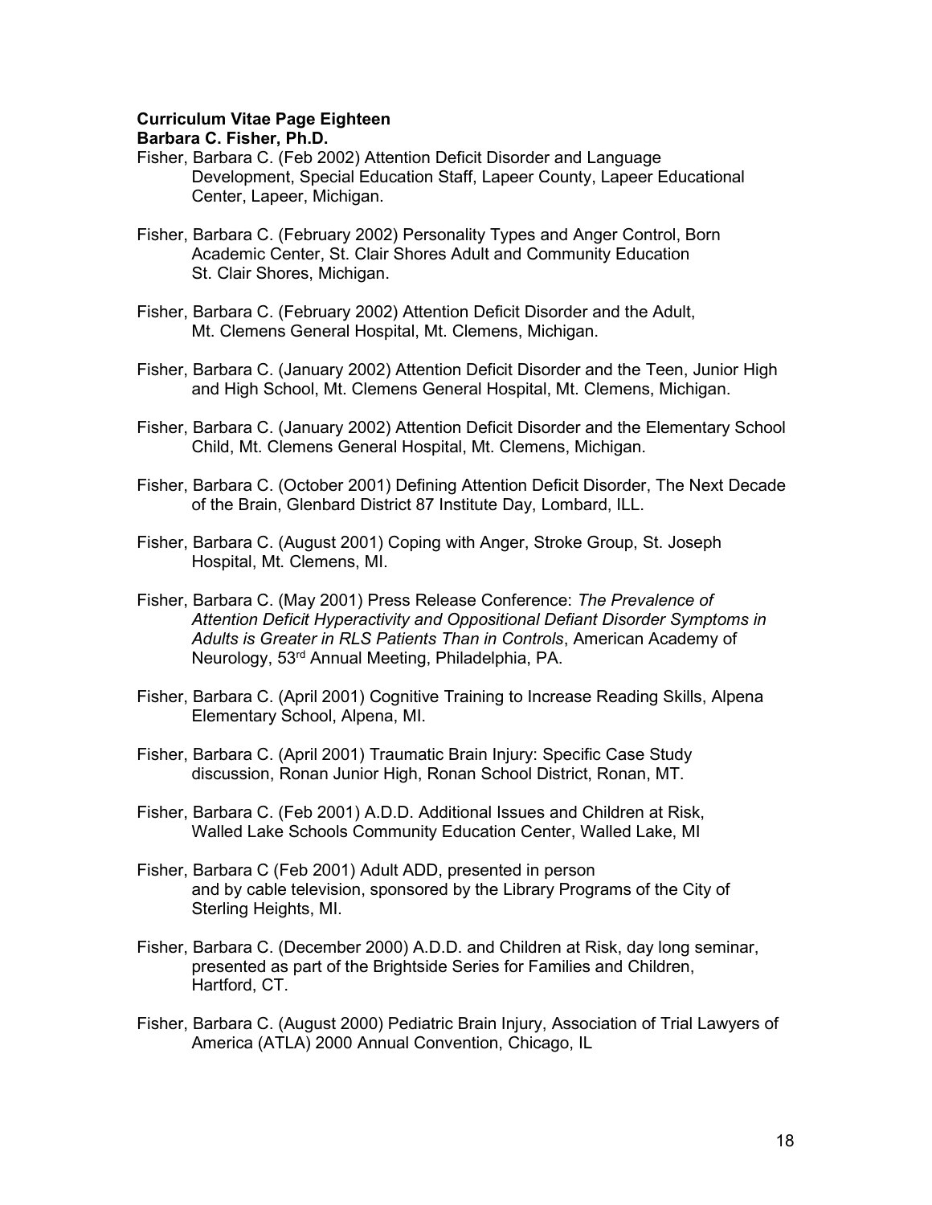**Curriculum Vitae Page Eighteen**
**Barbara C. Fisher, Ph.D.**

Fisher, Barbara C. (Feb 2002) Attention Deficit Disorder and Language Development, Special Education Staff, Lapeer County, Lapeer Educational Center, Lapeer, Michigan.

Fisher, Barbara C. (February 2002) Personality Types and Anger Control, Born Academic Center, St. Clair Shores Adult and Community Education St. Clair Shores, Michigan.

Fisher, Barbara C. (February 2002) Attention Deficit Disorder and the Adult, Mt. Clemens General Hospital, Mt. Clemens, Michigan.

Fisher, Barbara C. (January 2002) Attention Deficit Disorder and the Teen, Junior High and High School, Mt. Clemens General Hospital, Mt. Clemens, Michigan.

Fisher, Barbara C. (January 2002) Attention Deficit Disorder and the Elementary School Child, Mt. Clemens General Hospital, Mt. Clemens, Michigan.

Fisher, Barbara C. (October 2001) Defining Attention Deficit Disorder, The Next Decade of the Brain, Glenbard District 87 Institute Day, Lombard, ILL.

Fisher, Barbara C. (August 2001) Coping with Anger, Stroke Group, St. Joseph Hospital, Mt. Clemens, MI.

Fisher, Barbara C. (May 2001) Press Release Conference: *The Prevalence of Attention Deficit Hyperactivity and Oppositional Defiant Disorder Symptoms in Adults is Greater in RLS Patients Than in Controls*, American Academy of Neurology, 53rd Annual Meeting, Philadelphia, PA.

Fisher, Barbara C. (April 2001) Cognitive Training to Increase Reading Skills, Alpena Elementary School, Alpena, MI.

Fisher, Barbara C. (April 2001) Traumatic Brain Injury: Specific Case Study discussion, Ronan Junior High, Ronan School District, Ronan, MT.

Fisher, Barbara C. (Feb 2001) A.D.D. Additional Issues and Children at Risk, Walled Lake Schools Community Education Center, Walled Lake, MI

Fisher, Barbara C (Feb 2001) Adult ADD, presented in person and by cable television, sponsored by the Library Programs of the City of Sterling Heights, MI.

Fisher, Barbara C. (December 2000) A.D.D. and Children at Risk, day long seminar, presented as part of the Brightside Series for Families and Children, Hartford, CT.

Fisher, Barbara C. (August 2000) Pediatric Brain Injury, Association of Trial Lawyers of America (ATLA) 2000 Annual Convention, Chicago, IL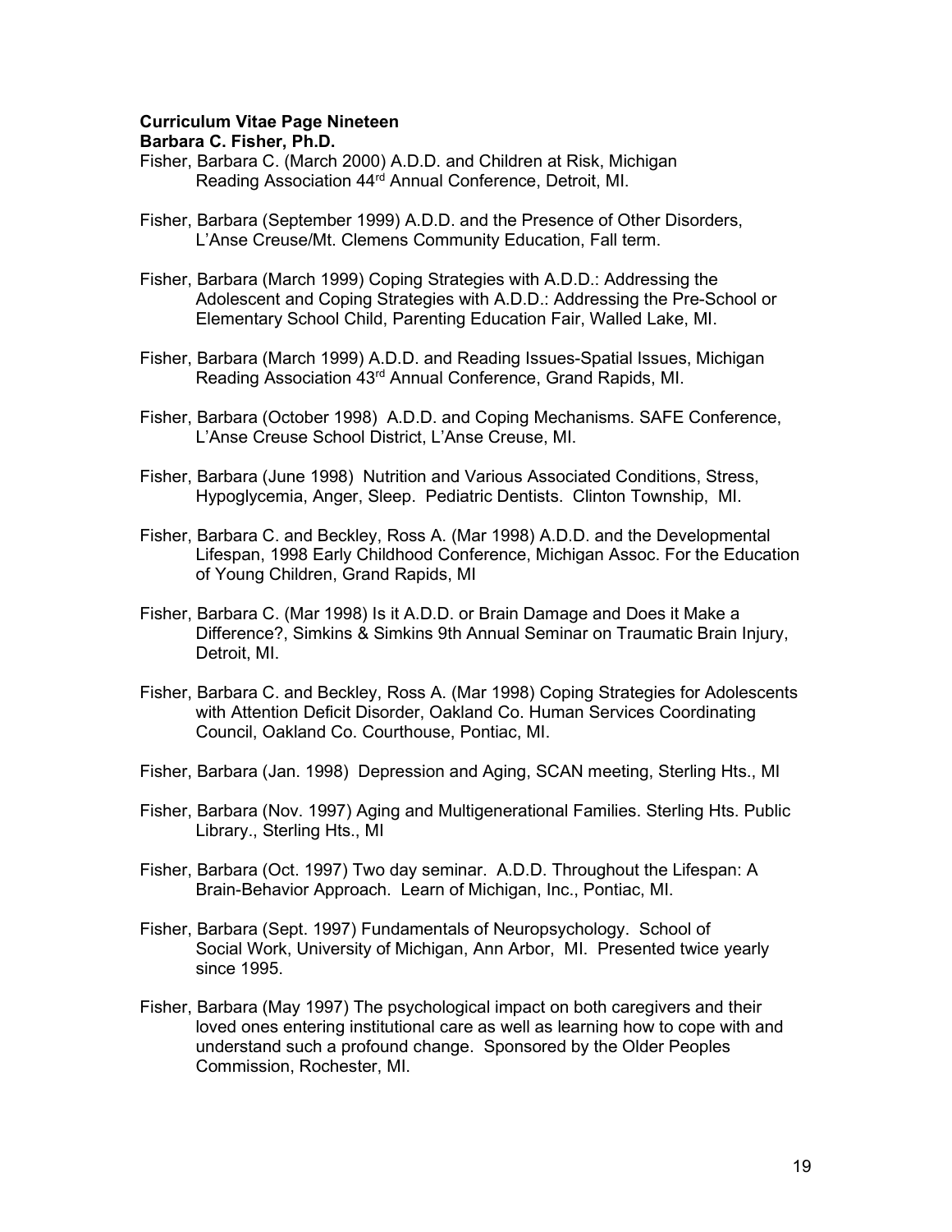**Curriculum Vitae Page Nineteen**
**Barbara C. Fisher, Ph.D.**

Fisher, Barbara C. (March 2000) A.D.D. and Children at Risk, Michigan Reading Association 44rd Annual Conference, Detroit, MI.

Fisher, Barbara (September 1999) A.D.D. and the Presence of Other Disorders, L'Anse Creuse/Mt. Clemens Community Education, Fall term.

Fisher, Barbara (March 1999) Coping Strategies with A.D.D.: Addressing the Adolescent and Coping Strategies with A.D.D.: Addressing the Pre-School or Elementary School Child, Parenting Education Fair, Walled Lake, MI.

Fisher, Barbara (March 1999) A.D.D. and Reading Issues-Spatial Issues, Michigan Reading Association 43rd Annual Conference, Grand Rapids, MI.

Fisher, Barbara (October 1998) A.D.D. and Coping Mechanisms. SAFE Conference, L'Anse Creuse School District, L'Anse Creuse, MI.

Fisher, Barbara (June 1998) Nutrition and Various Associated Conditions, Stress, Hypoglycemia, Anger, Sleep. Pediatric Dentists. Clinton Township, MI.

Fisher, Barbara C. and Beckley, Ross A. (Mar 1998) A.D.D. and the Developmental Lifespan, 1998 Early Childhood Conference, Michigan Assoc. For the Education of Young Children, Grand Rapids, MI

Fisher, Barbara C. (Mar 1998) Is it A.D.D. or Brain Damage and Does it Make a Difference?, Simkins & Simkins 9th Annual Seminar on Traumatic Brain Injury, Detroit, MI.

Fisher, Barbara C. and Beckley, Ross A. (Mar 1998) Coping Strategies for Adolescents with Attention Deficit Disorder, Oakland Co. Human Services Coordinating Council, Oakland Co. Courthouse, Pontiac, MI.

Fisher, Barbara (Jan. 1998) Depression and Aging, SCAN meeting, Sterling Hts., MI

Fisher, Barbara (Nov. 1997) Aging and Multigenerational Families. Sterling Hts. Public Library., Sterling Hts., MI

Fisher, Barbara (Oct. 1997) Two day seminar. A.D.D. Throughout the Lifespan: A Brain-Behavior Approach. Learn of Michigan, Inc., Pontiac, MI.

Fisher, Barbara (Sept. 1997) Fundamentals of Neuropsychology. School of Social Work, University of Michigan, Ann Arbor, MI. Presented twice yearly since 1995.

Fisher, Barbara (May 1997) The psychological impact on both caregivers and their loved ones entering institutional care as well as learning how to cope with and understand such a profound change. Sponsored by the Older Peoples Commission, Rochester, MI.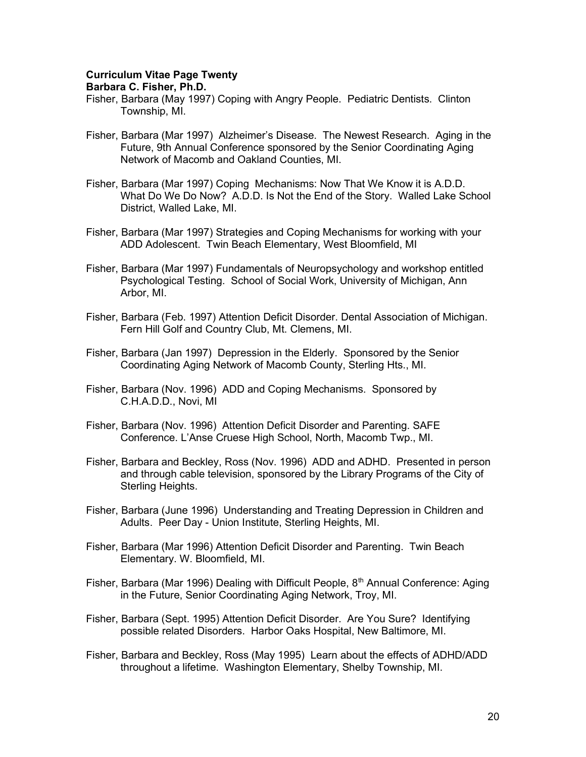**Curriculum Vitae Page Twenty**
**Barbara C. Fisher, Ph.D.**

Fisher, Barbara (May 1997) Coping with Angry People. Pediatric Dentists. Clinton Township, MI.

Fisher, Barbara (Mar 1997) Alzheimer's Disease. The Newest Research. Aging in the Future, 9th Annual Conference sponsored by the Senior Coordinating Aging Network of Macomb and Oakland Counties, MI.

Fisher, Barbara (Mar 1997) Coping Mechanisms: Now That We Know it is A.D.D. What Do We Do Now? A.D.D. Is Not the End of the Story. Walled Lake School District, Walled Lake, MI.

Fisher, Barbara (Mar 1997) Strategies and Coping Mechanisms for working with your ADD Adolescent. Twin Beach Elementary, West Bloomfield, MI

Fisher, Barbara (Mar 1997) Fundamentals of Neuropsychology and workshop entitled Psychological Testing. School of Social Work, University of Michigan, Ann Arbor, MI.

Fisher, Barbara (Feb. 1997) Attention Deficit Disorder. Dental Association of Michigan. Fern Hill Golf and Country Club, Mt. Clemens, MI.

Fisher, Barbara (Jan 1997) Depression in the Elderly. Sponsored by the Senior Coordinating Aging Network of Macomb County, Sterling Hts., MI.

Fisher, Barbara (Nov. 1996) ADD and Coping Mechanisms. Sponsored by C.H.A.D.D., Novi, MI

Fisher, Barbara (Nov. 1996) Attention Deficit Disorder and Parenting. SAFE Conference. L'Anse Cruese High School, North, Macomb Twp., MI.

Fisher, Barbara and Beckley, Ross (Nov. 1996) ADD and ADHD. Presented in person and through cable television, sponsored by the Library Programs of the City of Sterling Heights.

Fisher, Barbara (June 1996) Understanding and Treating Depression in Children and Adults. Peer Day - Union Institute, Sterling Heights, MI.

Fisher, Barbara (Mar 1996) Attention Deficit Disorder and Parenting. Twin Beach Elementary. W. Bloomfield, MI.

Fisher, Barbara (Mar 1996) Dealing with Difficult People, 8th Annual Conference: Aging in the Future, Senior Coordinating Aging Network, Troy, MI.

Fisher, Barbara (Sept. 1995) Attention Deficit Disorder. Are You Sure? Identifying possible related Disorders. Harbor Oaks Hospital, New Baltimore, MI.

Fisher, Barbara and Beckley, Ross (May 1995) Learn about the effects of ADHD/ADD throughout a lifetime. Washington Elementary, Shelby Township, MI.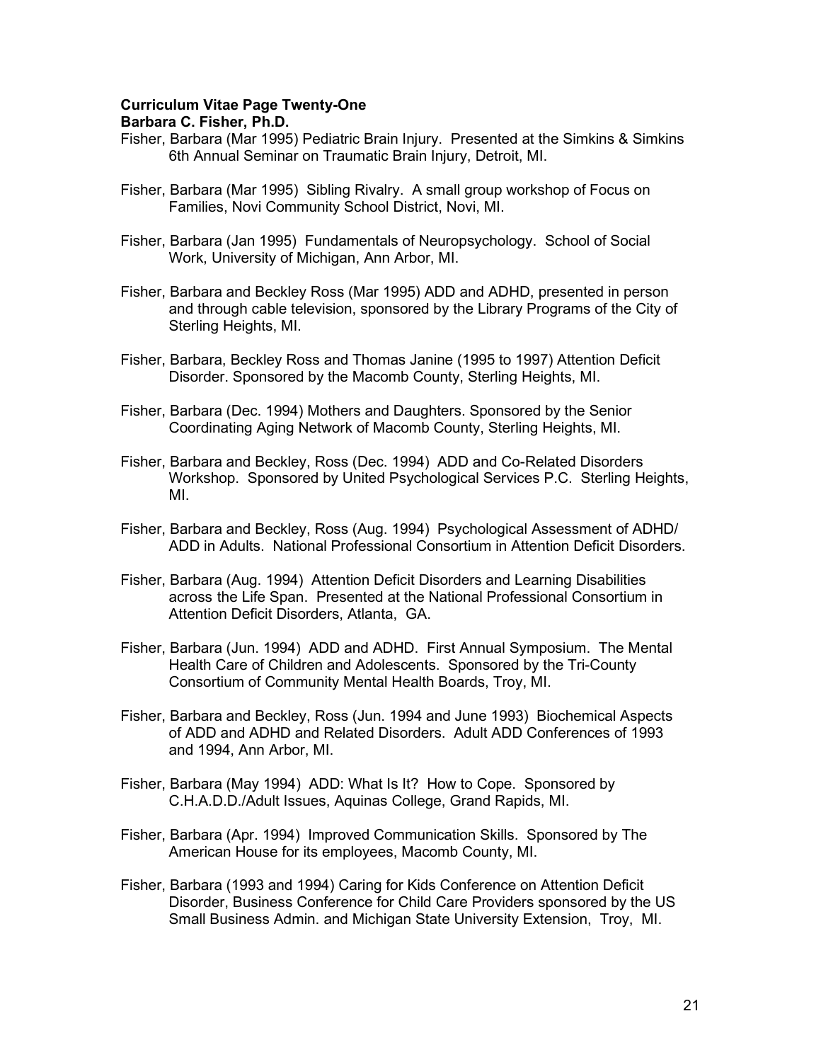**Curriculum Vitae Page Twenty-One**
**Barbara C. Fisher, Ph.D.**

Fisher, Barbara (Mar 1995) Pediatric Brain Injury. Presented at the Simkins & Simkins 6th Annual Seminar on Traumatic Brain Injury, Detroit, MI.

Fisher, Barbara (Mar 1995) Sibling Rivalry. A small group workshop of Focus on Families, Novi Community School District, Novi, MI.

Fisher, Barbara (Jan 1995) Fundamentals of Neuropsychology. School of Social Work, University of Michigan, Ann Arbor, MI.

Fisher, Barbara and Beckley Ross (Mar 1995) ADD and ADHD, presented in person and through cable television, sponsored by the Library Programs of the City of Sterling Heights, MI.

Fisher, Barbara, Beckley Ross and Thomas Janine (1995 to 1997) Attention Deficit Disorder. Sponsored by the Macomb County, Sterling Heights, MI.

Fisher, Barbara (Dec. 1994) Mothers and Daughters. Sponsored by the Senior Coordinating Aging Network of Macomb County, Sterling Heights, MI.

Fisher, Barbara and Beckley, Ross (Dec. 1994) ADD and Co-Related Disorders Workshop. Sponsored by United Psychological Services P.C. Sterling Heights, MI.

Fisher, Barbara and Beckley, Ross (Aug. 1994) Psychological Assessment of ADHD/ ADD in Adults. National Professional Consortium in Attention Deficit Disorders.

Fisher, Barbara (Aug. 1994) Attention Deficit Disorders and Learning Disabilities across the Life Span. Presented at the National Professional Consortium in Attention Deficit Disorders, Atlanta, GA.

Fisher, Barbara (Jun. 1994) ADD and ADHD. First Annual Symposium. The Mental Health Care of Children and Adolescents. Sponsored by the Tri-County Consortium of Community Mental Health Boards, Troy, MI.

Fisher, Barbara and Beckley, Ross (Jun. 1994 and June 1993) Biochemical Aspects of ADD and ADHD and Related Disorders. Adult ADD Conferences of 1993 and 1994, Ann Arbor, MI.

Fisher, Barbara (May 1994) ADD: What Is It? How to Cope. Sponsored by C.H.A.D.D./Adult Issues, Aquinas College, Grand Rapids, MI.

Fisher, Barbara (Apr. 1994) Improved Communication Skills. Sponsored by The American House for its employees, Macomb County, MI.

Fisher, Barbara (1993 and 1994) Caring for Kids Conference on Attention Deficit Disorder, Business Conference for Child Care Providers sponsored by the US Small Business Admin. and Michigan State University Extension, Troy, MI.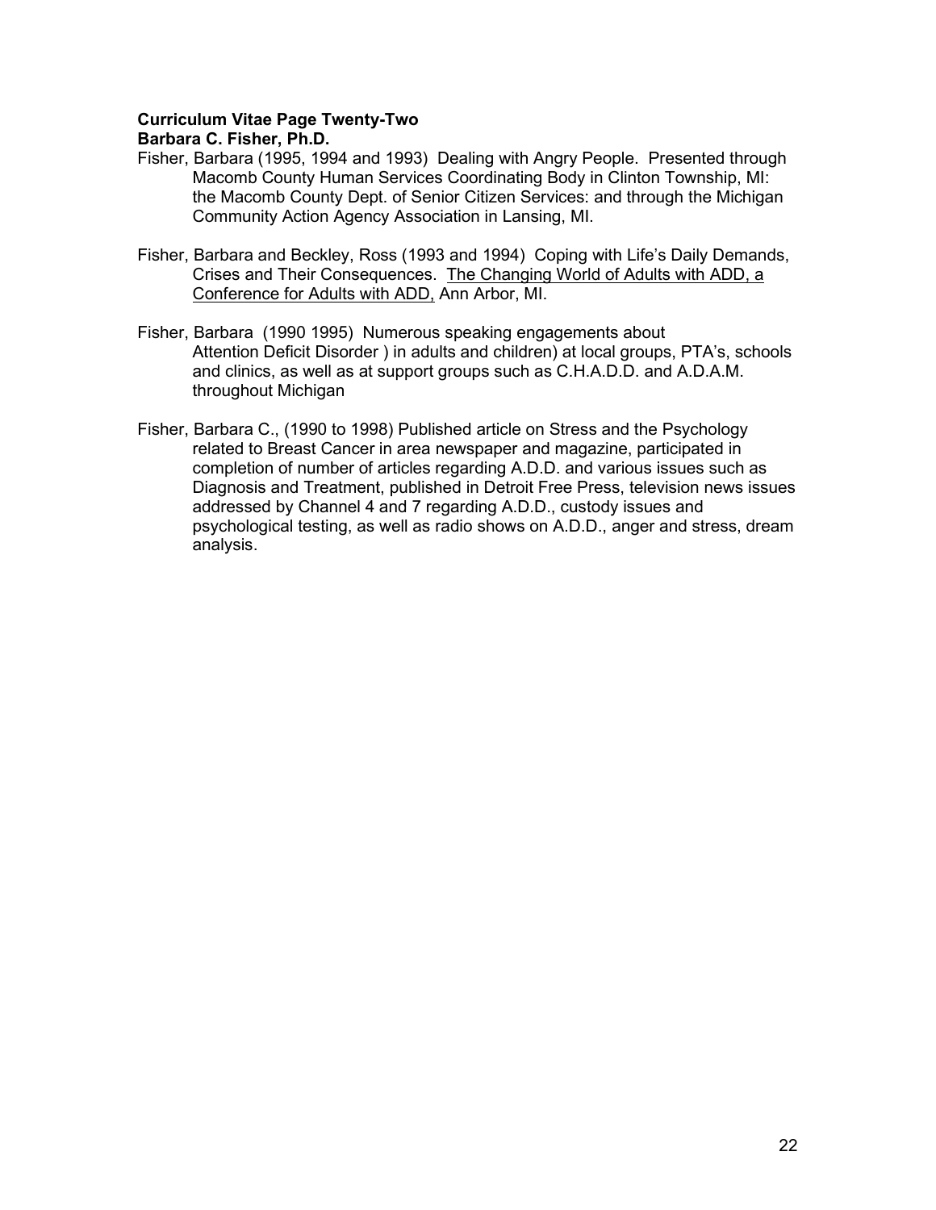**Curriculum Vitae Page Twenty-Two**
**Barbara C. Fisher, Ph.D.**

Fisher, Barbara (1995, 1994 and 1993) Dealing with Angry People. Presented through Macomb County Human Services Coordinating Body in Clinton Township, MI: the Macomb County Dept. of Senior Citizen Services: and through the Michigan Community Action Agency Association in Lansing, MI.

Fisher, Barbara and Beckley, Ross (1993 and 1994) Coping with Life's Daily Demands, Crises and Their Consequences. <u>The Changing World of Adults with ADD, a Conference for Adults with ADD,</u> Ann Arbor, MI.

Fisher, Barbara (1990 1995) Numerous speaking engagements about Attention Deficit Disorder ) in adults and children) at local groups, PTA's, schools and clinics, as well as at support groups such as C.H.A.D.D. and A.D.A.M. throughout Michigan

Fisher, Barbara C., (1990 to 1998) Published article on Stress and the Psychology related to Breast Cancer in area newspaper and magazine, participated in completion of number of articles regarding A.D.D. and various issues such as Diagnosis and Treatment, published in Detroit Free Press, television news issues addressed by Channel 4 and 7 regarding A.D.D., custody issues and psychological testing, as well as radio shows on A.D.D., anger and stress, dream analysis.